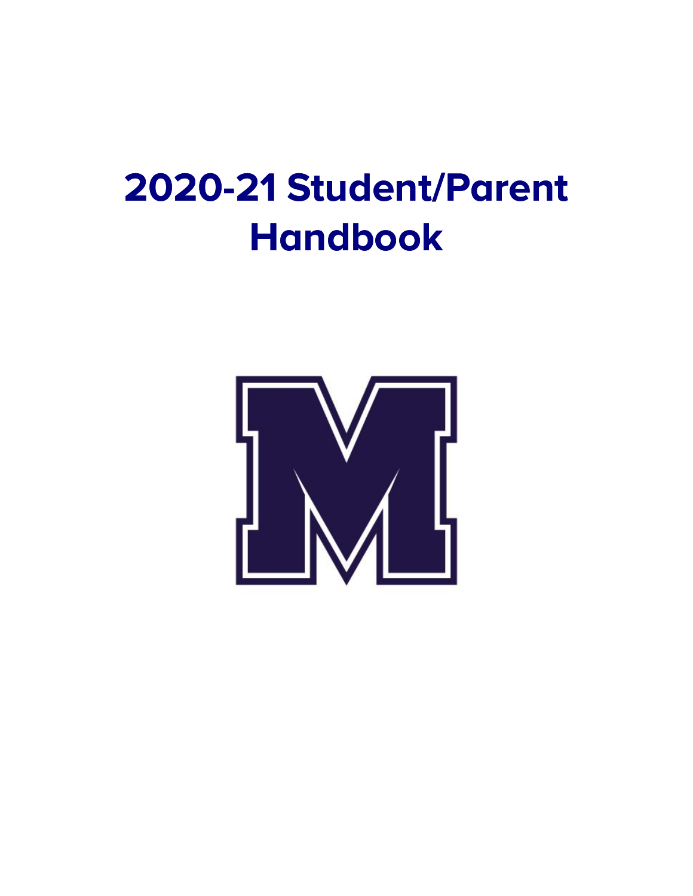# 2020-21 Student/Parent Handbook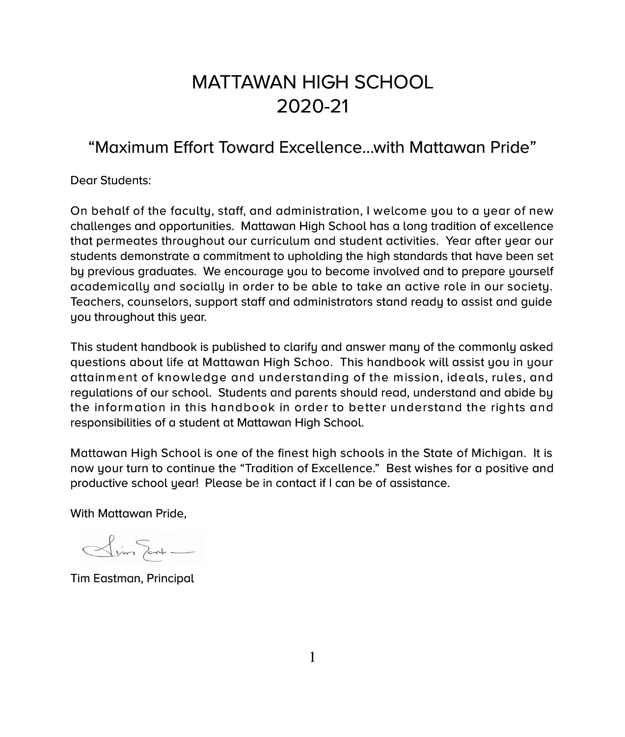# MATTAWAN HIGH SCHOOL
# 2020-21

## "Maximum Effort Toward Excellence…with Mattawan Pride"

Dear Students:

On behalf of the faculty, staff, and administration, I welcome you to a year of new challenges and opportunities. Mattawan High School has a long tradition of excellence that permeates throughout our curriculum and student activities. Year after year our students demonstrate a commitment to upholding the high standards that have been set by previous graduates. We encourage you to become involved and to prepare yourself academically and socially in order to be able to take an active role in our society. Teachers, counselors, support staff and administrators stand ready to assist and guide you throughout this year.

This student handbook is published to clarify and answer many of the commonly asked questions about life at Mattawan High Schoo. This handbook will assist you in your attainment of knowledge and understanding of the mission, ideals, rules, and regulations of our school. Students and parents should read, understand and abide by the information in this handbook in order to better understand the rights and responsibilities of a student at Mattawan High School.

Mattawan High School is one of the finest high schools in the State of Michigan. It is now your turn to continue the "Tradition of Excellence." Best wishes for a positive and productive school year! Please be in contact if I can be of assistance.

With Mattawan Pride,

Tim Eastman, Principal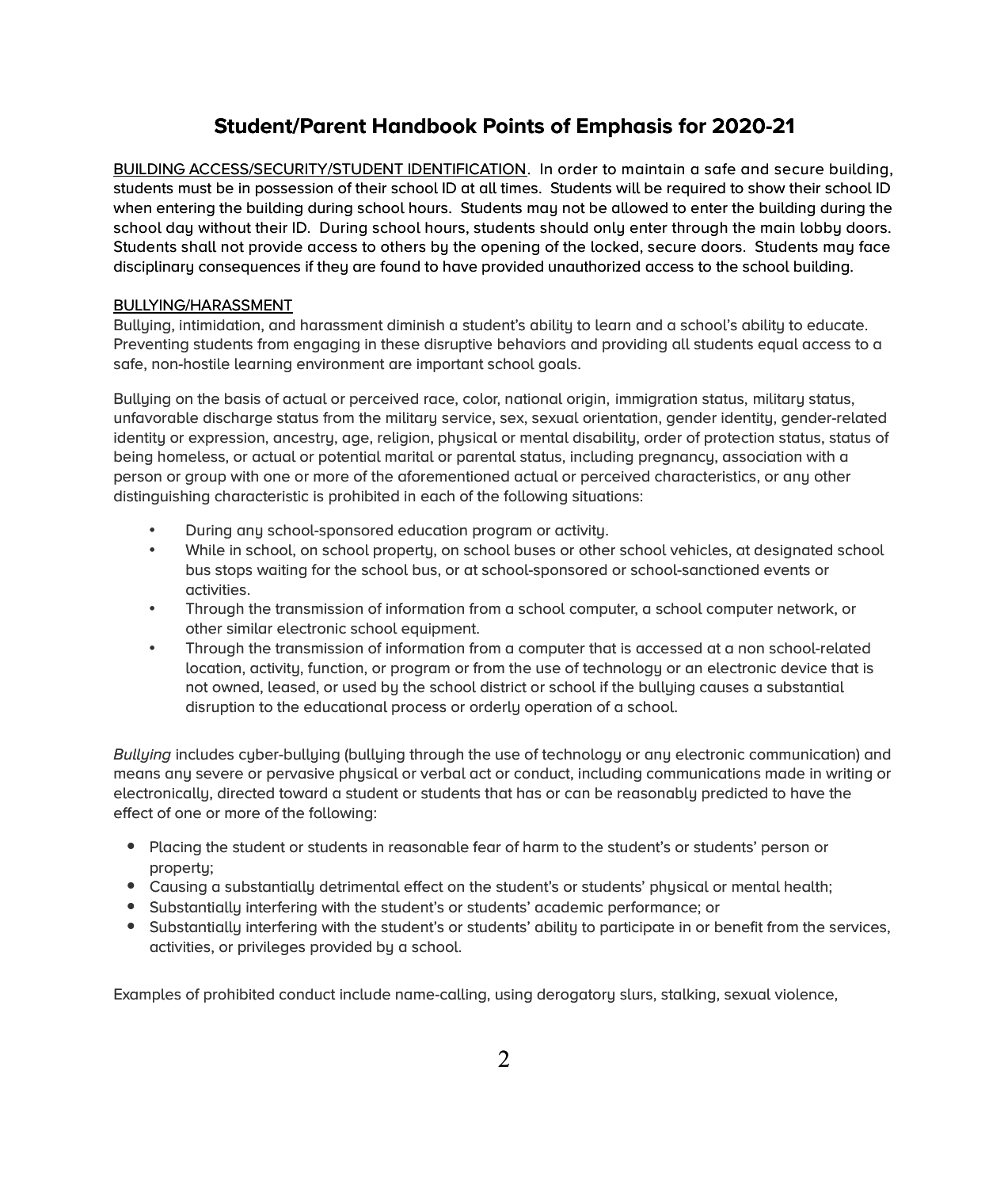# Student/Parent Handbook Points of Emphasis for 2020-21

<u>BUILDING ACCESS/SECURITY/STUDENT IDENTIFICATION</u>. In order to maintain a safe and secure building, students must be in possession of their school ID at all times. Students will be required to show their school ID when entering the building during school hours. Students may not be allowed to enter the building during the school day without their ID. During school hours, students should only enter through the main lobby doors. Students shall not provide access to others by the opening of the locked, secure doors. Students may face disciplinary consequences if they are found to have provided unauthorized access to the school building.

<u>BULLYING/HARASSMENT</u>

Bullying, intimidation, and harassment diminish a student's ability to learn and a school's ability to educate. Preventing students from engaging in these disruptive behaviors and providing all students equal access to a safe, non-hostile learning environment are important school goals.

Bullying on the basis of actual or perceived race, color, national origin, immigration status, military status, unfavorable discharge status from the military service, sex, sexual orientation, gender identity, gender-related identity or expression, ancestry, age, religion, physical or mental disability, order of protection status, status of being homeless, or actual or potential marital or parental status, including pregnancy, association with a person or group with one or more of the aforementioned actual or perceived characteristics, or any other distinguishing characteristic is prohibited in each of the following situations:

- During any school-sponsored education program or activity.
- While in school, on school property, on school buses or other school vehicles, at designated school bus stops waiting for the school bus, or at school-sponsored or school-sanctioned events or activities.
- Through the transmission of information from a school computer, a school computer network, or other similar electronic school equipment.
- Through the transmission of information from a computer that is accessed at a non school-related location, activity, function, or program or from the use of technology or an electronic device that is not owned, leased, or used by the school district or school if the bullying causes a substantial disruption to the educational process or orderly operation of a school.

*Bullying* includes cyber-bullying (bullying through the use of technology or any electronic communication) and means any severe or pervasive physical or verbal act or conduct, including communications made in writing or electronically, directed toward a student or students that has or can be reasonably predicted to have the effect of one or more of the following:

- Placing the student or students in reasonable fear of harm to the student's or students' person or property;
- Causing a substantially detrimental effect on the student's or students' physical or mental health;
- Substantially interfering with the student's or students' academic performance; or
- Substantially interfering with the student's or students' ability to participate in or benefit from the services, activities, or privileges provided by a school.

Examples of prohibited conduct include name-calling, using derogatory slurs, stalking, sexual violence,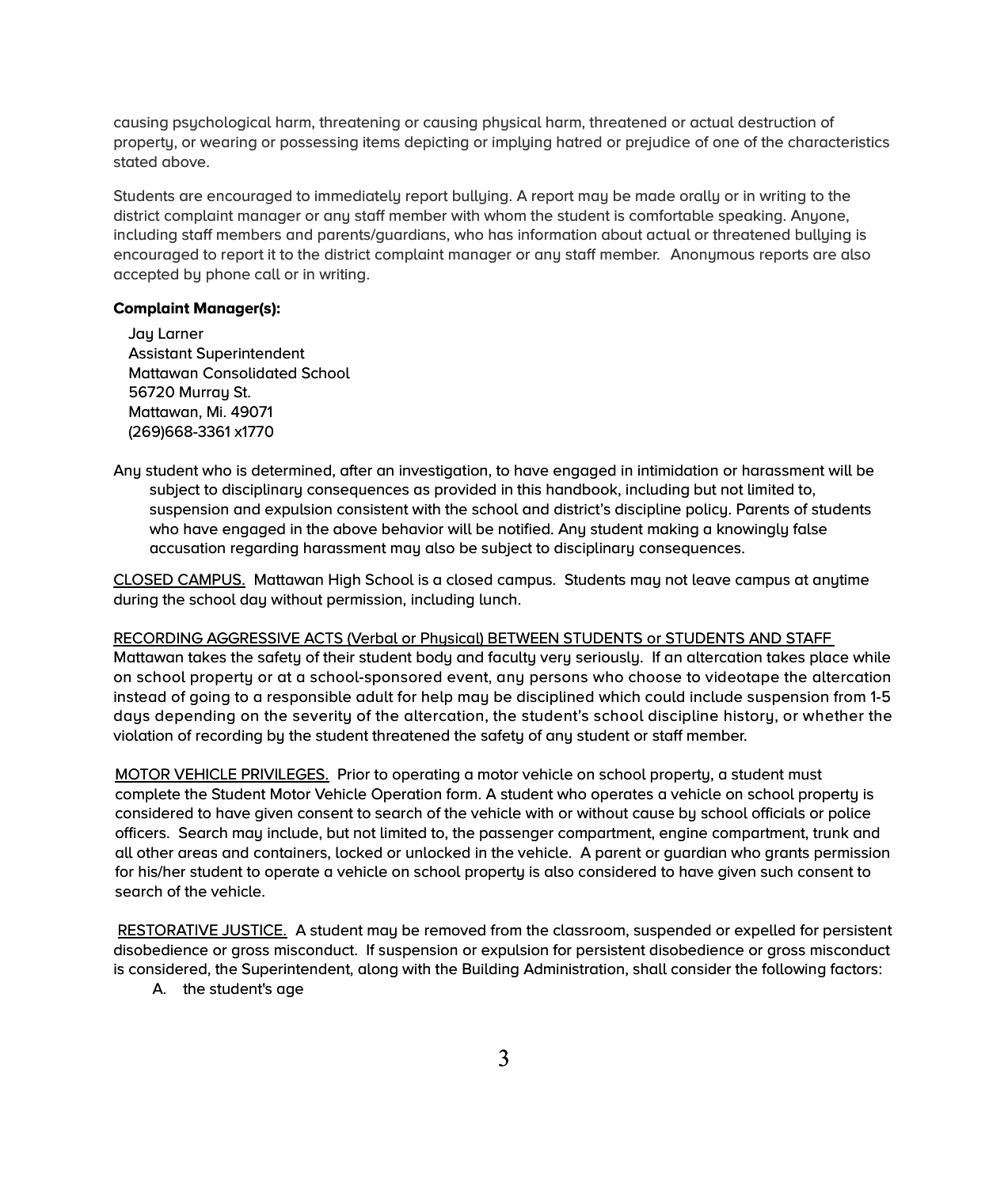causing psychological harm, threatening or causing physical harm, threatened or actual destruction of property, or wearing or possessing items depicting or implying hatred or prejudice of one of the characteristics stated above.

Students are encouraged to immediately report bullying. A report may be made orally or in writing to the district complaint manager or any staff member with whom the student is comfortable speaking. Anyone, including staff members and parents/guardians, who has information about actual or threatened bullying is encouraged to report it to the district complaint manager or any staff member. Anonymous reports are also accepted by phone call or in writing.

**Complaint Manager(s):**

Jay Larner  
Assistant Superintendent  
Mattawan Consolidated School  
56720 Murray St.  
Mattawan, Mi. 49071  
(269)668-3361 x1770

Any student who is determined, after an investigation, to have engaged in intimidation or harassment will be subject to disciplinary consequences as provided in this handbook, including but not limited to, suspension and expulsion consistent with the school and district's discipline policy. Parents of students who have engaged in the above behavior will be notified. Any student making a knowingly false accusation regarding harassment may also be subject to disciplinary consequences.

<u>CLOSED CAMPUS.</u> Mattawan High School is a closed campus. Students may not leave campus at anytime during the school day without permission, including lunch.

<u>RECORDING AGGRESSIVE ACTS (Verbal or Physical) BETWEEN STUDENTS or STUDENTS AND STAFF</u>
Mattawan takes the safety of their student body and faculty very seriously. If an altercation takes place while on school property or at a school-sponsored event, any persons who choose to videotape the altercation instead of going to a responsible adult for help may be disciplined which could include suspension from 1-5 days depending on the severity of the altercation, the student's school discipline history, or whether the violation of recording by the student threatened the safety of any student or staff member.

<u>MOTOR VEHICLE PRIVILEGES.</u> Prior to operating a motor vehicle on school property, a student must complete the Student Motor Vehicle Operation form. A student who operates a vehicle on school property is considered to have given consent to search of the vehicle with or without cause by school officials or police officers. Search may include, but not limited to, the passenger compartment, engine compartment, trunk and all other areas and containers, locked or unlocked in the vehicle. A parent or guardian who grants permission for his/her student to operate a vehicle on school property is also considered to have given such consent to search of the vehicle.

<u>RESTORATIVE JUSTICE.</u> A student may be removed from the classroom, suspended or expelled for persistent disobedience or gross misconduct. If suspension or expulsion for persistent disobedience or gross misconduct is considered, the Superintendent, along with the Building Administration, shall consider the following factors:

A. the student's age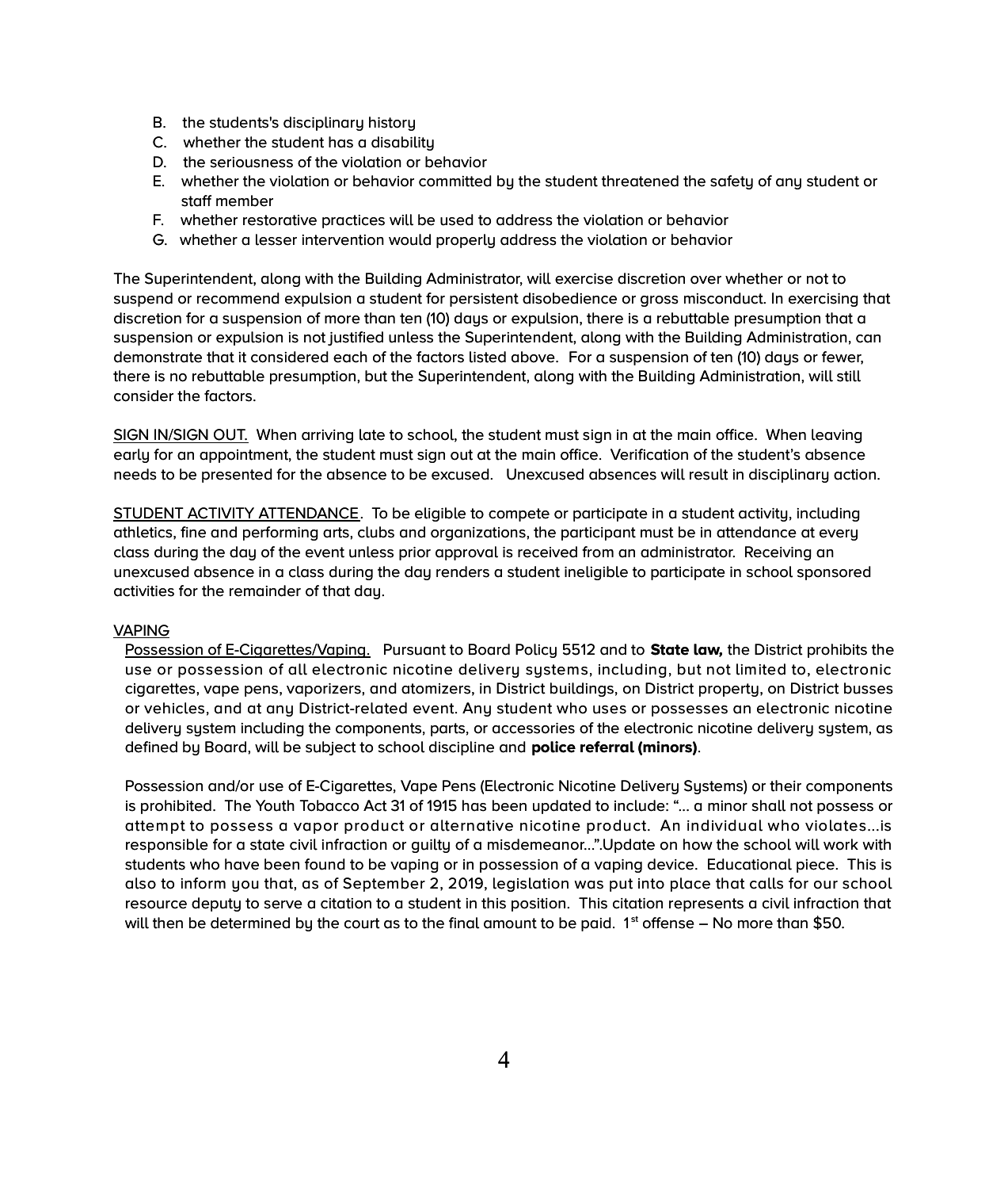B. the students's disciplinary history
C. whether the student has a disability
D. the seriousness of the violation or behavior
E. whether the violation or behavior committed by the student threatened the safety of any student or staff member
F. whether restorative practices will be used to address the violation or behavior
G. whether a lesser intervention would properly address the violation or behavior

The Superintendent, along with the Building Administrator, will exercise discretion over whether or not to suspend or recommend expulsion a student for persistent disobedience or gross misconduct. In exercising that discretion for a suspension of more than ten (10) days or expulsion, there is a rebuttable presumption that a suspension or expulsion is not justified unless the Superintendent, along with the Building Administration, can demonstrate that it considered each of the factors listed above. For a suspension of ten (10) days or fewer, there is no rebuttable presumption, but the Superintendent, along with the Building Administration, will still consider the factors.

<u>SIGN IN/SIGN OUT.</u> When arriving late to school, the student must sign in at the main office. When leaving early for an appointment, the student must sign out at the main office. Verification of the student's absence needs to be presented for the absence to be excused. Unexcused absences will result in disciplinary action.

<u>STUDENT ACTIVITY ATTENDANCE</u>. To be eligible to compete or participate in a student activity, including athletics, fine and performing arts, clubs and organizations, the participant must be in attendance at every class during the day of the event unless prior approval is received from an administrator. Receiving an unexcused absence in a class during the day renders a student ineligible to participate in school sponsored activities for the remainder of that day.

<u>VAPING</u>

<u>Possession of E-Cigarettes/Vaping.</u> Pursuant to Board Policy 5512 and to **State law,** the District prohibits the use or possession of all electronic nicotine delivery systems, including, but not limited to, electronic cigarettes, vape pens, vaporizers, and atomizers, in District buildings, on District property, on District busses or vehicles, and at any District-related event. Any student who uses or possesses an electronic nicotine delivery system including the components, parts, or accessories of the electronic nicotine delivery system, as defined by Board, will be subject to school discipline and **police referral (minors)**.

Possession and/or use of E-Cigarettes, Vape Pens (Electronic Nicotine Delivery Systems) or their components is prohibited. The Youth Tobacco Act 31 of 1915 has been updated to include: "... a minor shall not possess or attempt to possess a vapor product or alternative nicotine product. An individual who violates…is responsible for a state civil infraction or guilty of a misdemeanor…".Update on how the school will work with students who have been found to be vaping or in possession of a vaping device. Educational piece. This is also to inform you that, as of September 2, 2019, legislation was put into place that calls for our school resource deputy to serve a citation to a student in this position. This citation represents a civil infraction that will then be determined by the court as to the final amount to be paid. 1st offense – No more than $50.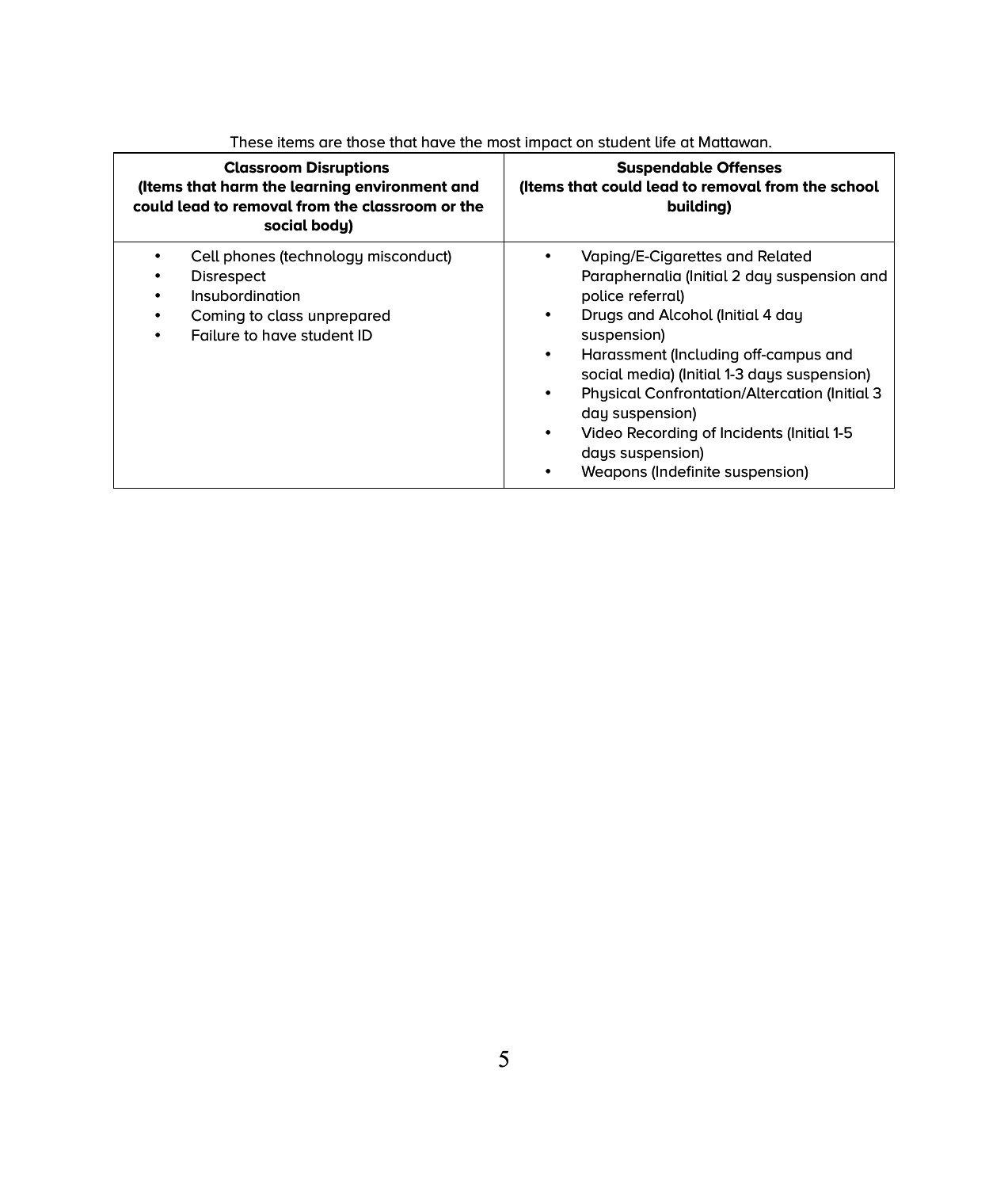These items are those that have the most impact on student life at Mattawan.

| **Classroom Disruptions (Items that harm the learning environment and could lead to removal from the classroom or the social body)** | **Suspendable Offenses (Items that could lead to removal from the school building)** |
| --- | --- |
| • Cell phones (technology misconduct)<br>• Disrespect<br>• Insubordination<br>• Coming to class unprepared<br>• Failure to have student ID | • Vaping/E-Cigarettes and Related Paraphernalia (Initial 2 day suspension and police referral)<br>• Drugs and Alcohol (Initial 4 day suspension)<br>• Harassment (Including off-campus and social media) (Initial 1-3 days suspension)<br>• Physical Confrontation/Altercation (Initial 3 day suspension)<br>• Video Recording of Incidents (Initial 1-5 days suspension)<br>• Weapons (Indefinite suspension) |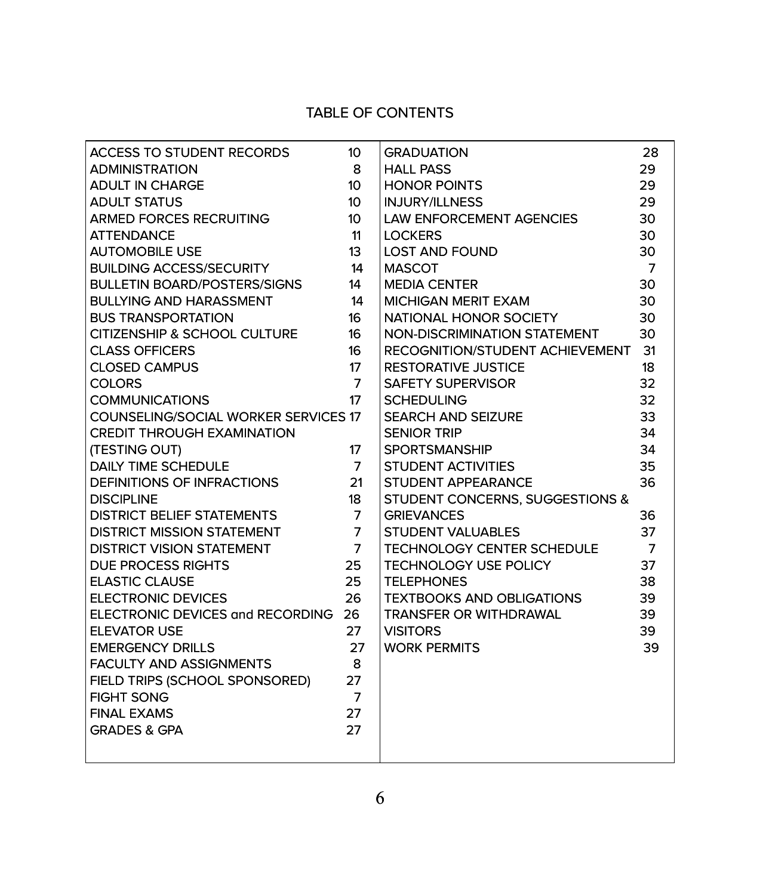# TABLE OF CONTENTS

| | | | |
|---|---|---|---|
| ACCESS TO STUDENT RECORDS | 10 | GRADUATION | 28 |
| ADMINISTRATION | 8 | HALL PASS | 29 |
| ADULT IN CHARGE | 10 | HONOR POINTS | 29 |
| ADULT STATUS | 10 | INJURY/ILLNESS | 29 |
| ARMED FORCES RECRUITING | 10 | LAW ENFORCEMENT AGENCIES | 30 |
| ATTENDANCE | 11 | LOCKERS | 30 |
| AUTOMOBILE USE | 13 | LOST AND FOUND | 30 |
| BUILDING ACCESS/SECURITY | 14 | MASCOT | 7 |
| BULLETIN BOARD/POSTERS/SIGNS | 14 | MEDIA CENTER | 30 |
| BULLYING AND HARASSMENT | 14 | MICHIGAN MERIT EXAM | 30 |
| BUS TRANSPORTATION | 16 | NATIONAL HONOR SOCIETY | 30 |
| CITIZENSHIP & SCHOOL CULTURE | 16 | NON-DISCRIMINATION STATEMENT | 30 |
| CLASS OFFICERS | 16 | RECOGNITION/STUDENT ACHIEVEMENT | 31 |
| CLOSED CAMPUS | 17 | RESTORATIVE JUSTICE | 18 |
| COLORS | 7 | SAFETY SUPERVISOR | 32 |
| COMMUNICATIONS | 17 | SCHEDULING | 32 |
| COUNSELING/SOCIAL WORKER SERVICES | 17 | SEARCH AND SEIZURE | 33 |
| CREDIT THROUGH EXAMINATION (TESTING OUT) | 17 | SENIOR TRIP | 34 |
| DAILY TIME SCHEDULE | 7 | SPORTSMANSHIP | 34 |
| DEFINITIONS OF INFRACTIONS | 21 | STUDENT ACTIVITIES | 35 |
| DISCIPLINE | 18 | STUDENT APPEARANCE | 36 |
| DISTRICT BELIEF STATEMENTS | 7 | STUDENT CONCERNS, SUGGESTIONS & GRIEVANCES | 36 |
| DISTRICT MISSION STATEMENT | 7 | STUDENT VALUABLES | 37 |
| DISTRICT VISION STATEMENT | 7 | TECHNOLOGY CENTER SCHEDULE | 7 |
| DUE PROCESS RIGHTS | 25 | TECHNOLOGY USE POLICY | 37 |
| ELASTIC CLAUSE | 25 | TELEPHONES | 38 |
| ELECTRONIC DEVICES | 26 | TEXTBOOKS AND OBLIGATIONS | 39 |
| ELECTRONIC DEVICES and RECORDING | 26 | TRANSFER OR WITHDRAWAL | 39 |
| ELEVATOR USE | 27 | VISITORS | 39 |
| EMERGENCY DRILLS | 27 | WORK PERMITS | 39 |
| FACULTY AND ASSIGNMENTS | 8 | | |
| FIELD TRIPS (SCHOOL SPONSORED) | 27 | | |
| FIGHT SONG | 7 | | |
| FINAL EXAMS | 27 | | |
| GRADES & GPA | 27 | | |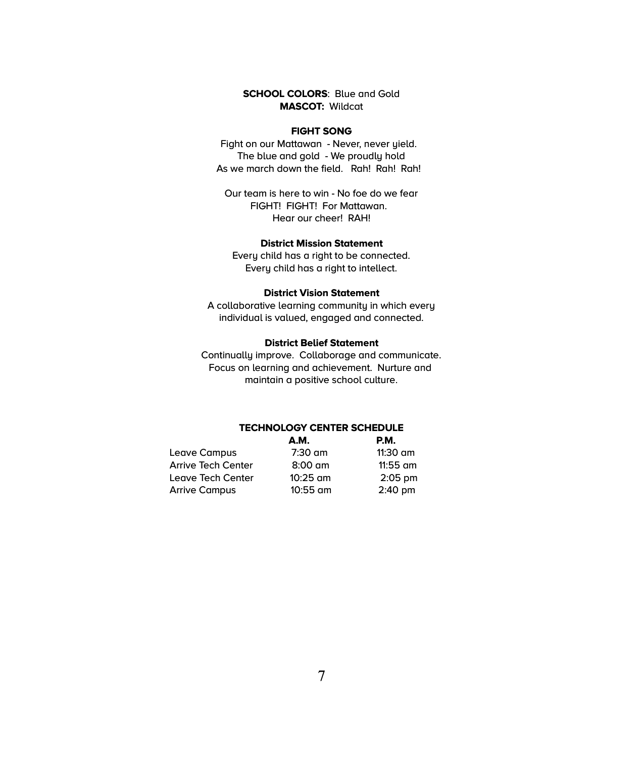**SCHOOL COLORS**: Blue and Gold
**MASCOT:** Wildcat

## FIGHT SONG

Fight on our Mattawan - Never, never yield.
The blue and gold - We proudly hold
As we march down the field. Rah! Rah! Rah!

Our team is here to win - No foe do we fear
FIGHT! FIGHT! For Mattawan.
Hear our cheer! RAH!

## District Mission Statement

Every child has a right to be connected.
Every child has a right to intellect.

## District Vision Statement

A collaborative learning community in which every individual is valued, engaged and connected.

## District Belief Statement

Continually improve. Collaborage and communicate. Focus on learning and achievement. Nurture and maintain a positive school culture.

## TECHNOLOGY CENTER SCHEDULE

| | A.M. | P.M. |
|---|---|---|
| Leave Campus | 7:30 am | 11:30 am |
| Arrive Tech Center | 8:00 am | 11:55 am |
| Leave Tech Center | 10:25 am | 2:05 pm |
| Arrive Campus | 10:55 am | 2:40 pm |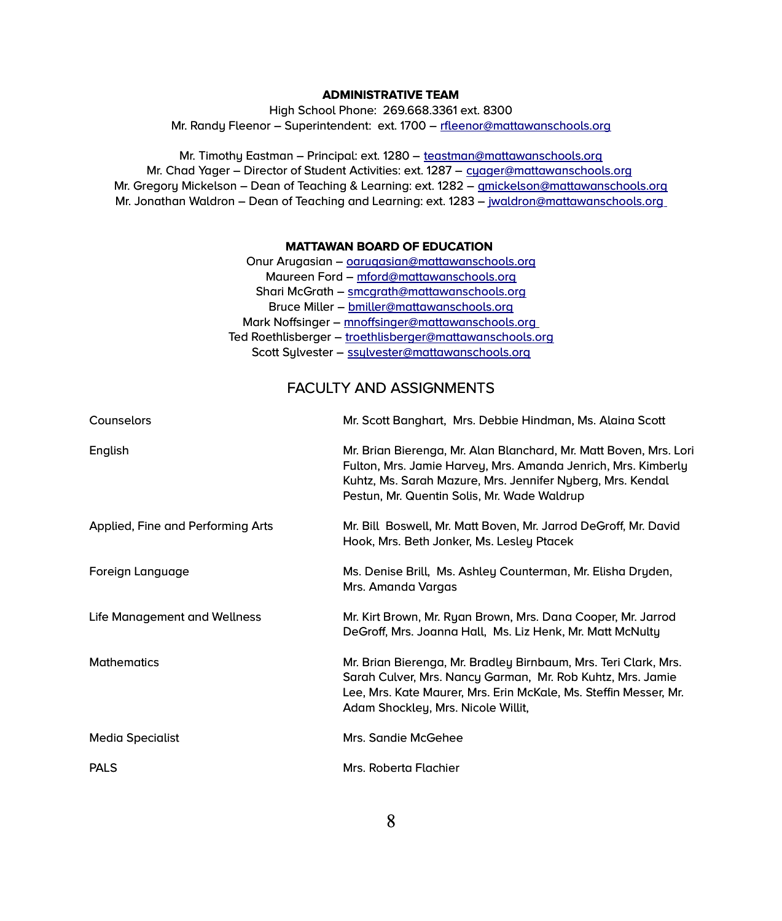**ADMINISTRATIVE TEAM**

High School Phone: 269.668.3361 ext. 8300

Mr. Randy Fleenor – Superintendent: ext. 1700 – rfleenor@mattawanschools.org

Mr. Timothy Eastman – Principal: ext. 1280 – teastman@mattawanschools.org

Mr. Chad Yager – Director of Student Activities: ext. 1287 – cyager@mattawanschools.org

Mr. Gregory Mickelson – Dean of Teaching & Learning: ext. 1282 – gmickelson@mattawanschools.org

Mr. Jonathan Waldron – Dean of Teaching and Learning: ext. 1283 – jwaldron@mattawanschools.org

**MATTAWAN BOARD OF EDUCATION**

Onur Arugasian – oarugasian@mattawanschools.org

Maureen Ford – mford@mattawanschools.org

Shari McGrath – smcgrath@mattawanschools.org

Bruce Miller – bmiller@mattawanschools.org

Mark Noffsinger – mnoffsinger@mattawanschools.org

Ted Roethlisberger – troethlisberger@mattawanschools.org

Scott Sylvester – ssylvester@mattawanschools.org

## FACULTY AND ASSIGNMENTS

| | |
|---|---|
| Counselors | Mr. Scott Banghart, Mrs. Debbie Hindman, Ms. Alaina Scott |
| English | Mr. Brian Bierenga, Mr. Alan Blanchard, Mr. Matt Boven, Mrs. Lori Fulton, Mrs. Jamie Harvey, Mrs. Amanda Jenrich, Mrs. Kimberly Kuhtz, Ms. Sarah Mazure, Mrs. Jennifer Nyberg, Mrs. Kendal Pestun, Mr. Quentin Solis, Mr. Wade Waldrup |
| Applied, Fine and Performing Arts | Mr. Bill Boswell, Mr. Matt Boven, Mr. Jarrod DeGroff, Mr. David Hook, Mrs. Beth Jonker, Ms. Lesley Ptacek |
| Foreign Language | Ms. Denise Brill, Ms. Ashley Counterman, Mr. Elisha Dryden, Mrs. Amanda Vargas |
| Life Management and Wellness | Mr. Kirt Brown, Mr. Ryan Brown, Mrs. Dana Cooper, Mr. Jarrod DeGroff, Mrs. Joanna Hall, Ms. Liz Henk, Mr. Matt McNulty |
| Mathematics | Mr. Brian Bierenga, Mr. Bradley Birnbaum, Mrs. Teri Clark, Mrs. Sarah Culver, Mrs. Nancy Garman, Mr. Rob Kuhtz, Mrs. Jamie Lee, Mrs. Kate Maurer, Mrs. Erin McKale, Ms. Steffin Messer, Mr. Adam Shockley, Mrs. Nicole Willit, |
| Media Specialist | Mrs. Sandie McGehee |
| PALS | Mrs. Roberta Flachier |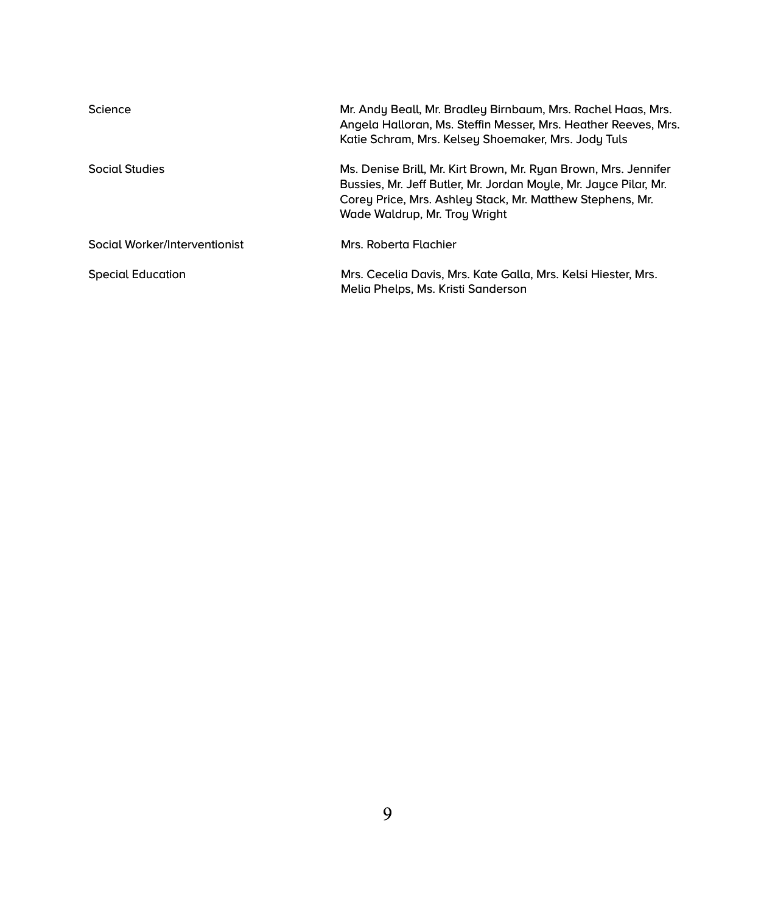| | |
|---|---|
| Science | Mr. Andy Beall, Mr. Bradley Birnbaum, Mrs. Rachel Haas, Mrs. Angela Halloran, Ms. Steffin Messer, Mrs. Heather Reeves, Mrs. Katie Schram, Mrs. Kelsey Shoemaker, Mrs. Jody Tuls |
| Social Studies | Ms. Denise Brill, Mr. Kirt Brown, Mr. Ryan Brown, Mrs. Jennifer Bussies, Mr. Jeff Butler, Mr. Jordan Moyle, Mr. Jayce Pilar, Mr. Corey Price, Mrs. Ashley Stack, Mr. Matthew Stephens, Mr. Wade Waldrup, Mr. Troy Wright |
| Social Worker/Interventionist | Mrs. Roberta Flachier |
| Special Education | Mrs. Cecelia Davis, Mrs. Kate Galla, Mrs. Kelsi Hiester, Mrs. Melia Phelps, Ms. Kristi Sanderson |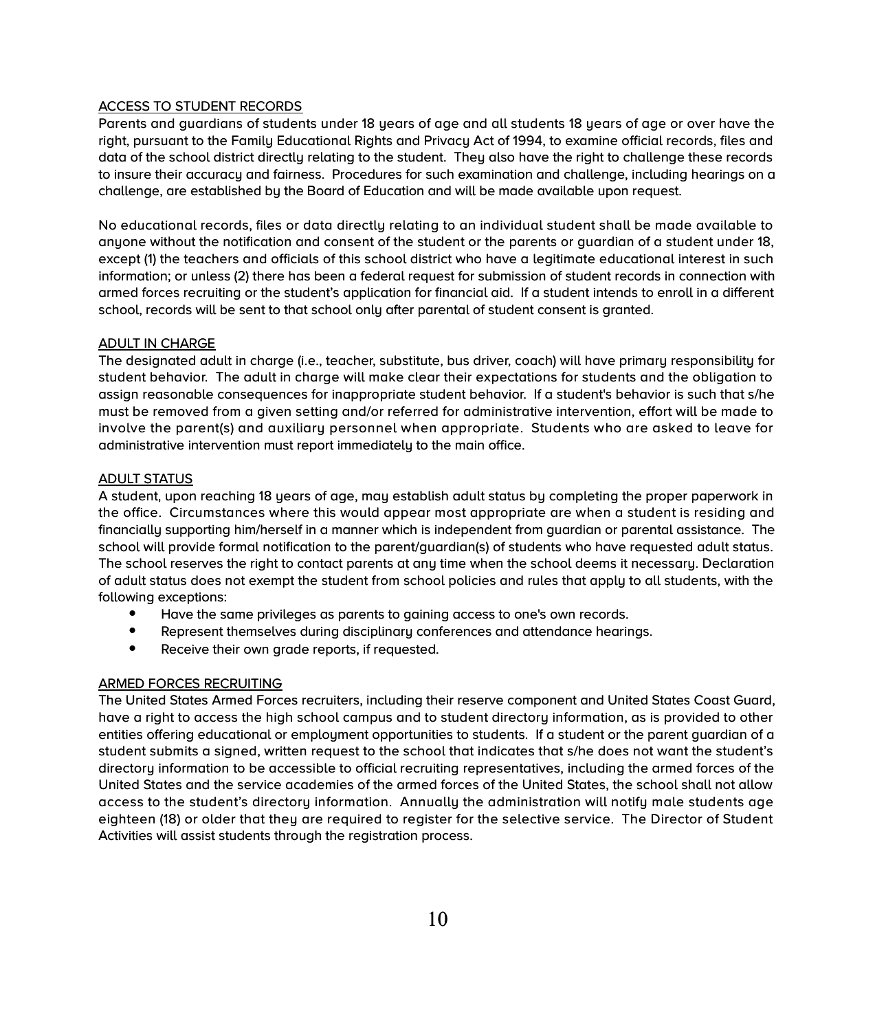## ACCESS TO STUDENT RECORDS

Parents and guardians of students under 18 years of age and all students 18 years of age or over have the right, pursuant to the Family Educational Rights and Privacy Act of 1994, to examine official records, files and data of the school district directly relating to the student. They also have the right to challenge these records to insure their accuracy and fairness. Procedures for such examination and challenge, including hearings on a challenge, are established by the Board of Education and will be made available upon request.

No educational records, files or data directly relating to an individual student shall be made available to anyone without the notification and consent of the student or the parents or guardian of a student under 18, except (1) the teachers and officials of this school district who have a legitimate educational interest in such information; or unless (2) there has been a federal request for submission of student records in connection with armed forces recruiting or the student's application for financial aid. If a student intends to enroll in a different school, records will be sent to that school only after parental of student consent is granted.

## ADULT IN CHARGE

The designated adult in charge (i.e., teacher, substitute, bus driver, coach) will have primary responsibility for student behavior. The adult in charge will make clear their expectations for students and the obligation to assign reasonable consequences for inappropriate student behavior. If a student's behavior is such that s/he must be removed from a given setting and/or referred for administrative intervention, effort will be made to involve the parent(s) and auxiliary personnel when appropriate. Students who are asked to leave for administrative intervention must report immediately to the main office.

## ADULT STATUS

A student, upon reaching 18 years of age, may establish adult status by completing the proper paperwork in the office. Circumstances where this would appear most appropriate are when a student is residing and financially supporting him/herself in a manner which is independent from guardian or parental assistance. The school will provide formal notification to the parent/guardian(s) of students who have requested adult status. The school reserves the right to contact parents at any time when the school deems it necessary. Declaration of adult status does not exempt the student from school policies and rules that apply to all students, with the following exceptions:

- Have the same privileges as parents to gaining access to one's own records.
- Represent themselves during disciplinary conferences and attendance hearings.
- Receive their own grade reports, if requested.

## ARMED FORCES RECRUITING

The United States Armed Forces recruiters, including their reserve component and United States Coast Guard, have a right to access the high school campus and to student directory information, as is provided to other entities offering educational or employment opportunities to students. If a student or the parent guardian of a student submits a signed, written request to the school that indicates that s/he does not want the student's directory information to be accessible to official recruiting representatives, including the armed forces of the United States and the service academies of the armed forces of the United States, the school shall not allow access to the student's directory information. Annually the administration will notify male students age eighteen (18) or older that they are required to register for the selective service. The Director of Student Activities will assist students through the registration process.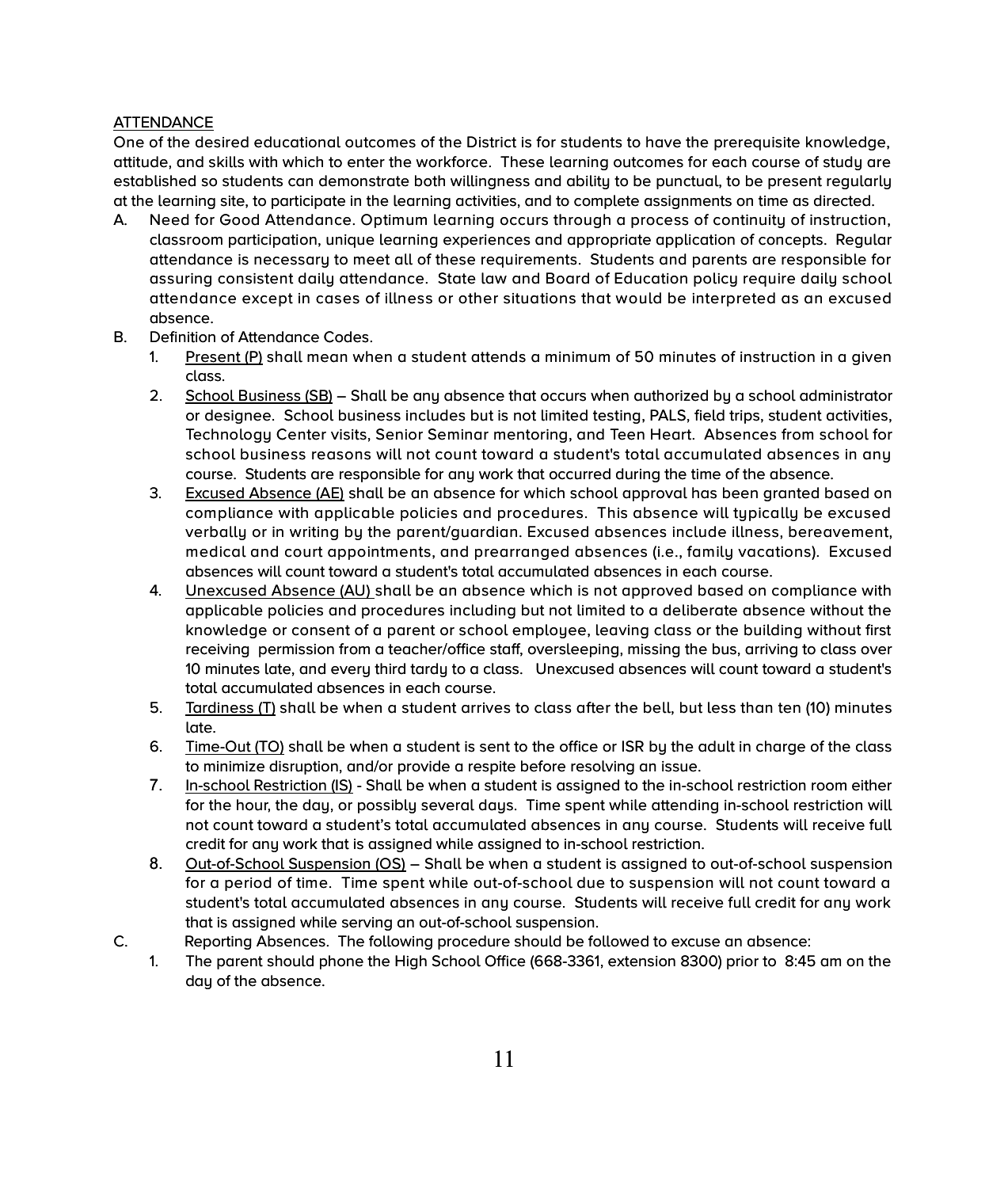## ATTENDANCE

One of the desired educational outcomes of the District is for students to have the prerequisite knowledge, attitude, and skills with which to enter the workforce. These learning outcomes for each course of study are established so students can demonstrate both willingness and ability to be punctual, to be present regularly at the learning site, to participate in the learning activities, and to complete assignments on time as directed.

A. Need for Good Attendance. Optimum learning occurs through a process of continuity of instruction, classroom participation, unique learning experiences and appropriate application of concepts. Regular attendance is necessary to meet all of these requirements. Students and parents are responsible for assuring consistent daily attendance. State law and Board of Education policy require daily school attendance except in cases of illness or other situations that would be interpreted as an excused absence.

B. Definition of Attendance Codes.

1. Present (P) shall mean when a student attends a minimum of 50 minutes of instruction in a given class.
2. School Business (SB) – Shall be any absence that occurs when authorized by a school administrator or designee. School business includes but is not limited testing, PALS, field trips, student activities, Technology Center visits, Senior Seminar mentoring, and Teen Heart. Absences from school for school business reasons will not count toward a student's total accumulated absences in any course. Students are responsible for any work that occurred during the time of the absence.
3. Excused Absence (AE) shall be an absence for which school approval has been granted based on compliance with applicable policies and procedures. This absence will typically be excused verbally or in writing by the parent/guardian. Excused absences include illness, bereavement, medical and court appointments, and prearranged absences (i.e., family vacations). Excused absences will count toward a student's total accumulated absences in each course.
4. Unexcused Absence (AU) shall be an absence which is not approved based on compliance with applicable policies and procedures including but not limited to a deliberate absence without the knowledge or consent of a parent or school employee, leaving class or the building without first receiving permission from a teacher/office staff, oversleeping, missing the bus, arriving to class over 10 minutes late, and every third tardy to a class. Unexcused absences will count toward a student's total accumulated absences in each course.
5. Tardiness (T) shall be when a student arrives to class after the bell, but less than ten (10) minutes late.
6. Time-Out (TO) shall be when a student is sent to the office or ISR by the adult in charge of the class to minimize disruption, and/or provide a respite before resolving an issue.
7. In-school Restriction (IS) - Shall be when a student is assigned to the in-school restriction room either for the hour, the day, or possibly several days. Time spent while attending in-school restriction will not count toward a student's total accumulated absences in any course. Students will receive full credit for any work that is assigned while assigned to in-school restriction.
8. Out-of-School Suspension (OS) – Shall be when a student is assigned to out-of-school suspension for a period of time. Time spent while out-of-school due to suspension will not count toward a student's total accumulated absences in any course. Students will receive full credit for any work that is assigned while serving an out-of-school suspension.

C. Reporting Absences. The following procedure should be followed to excuse an absence:

1. The parent should phone the High School Office (668-3361, extension 8300) prior to 8:45 am on the day of the absence.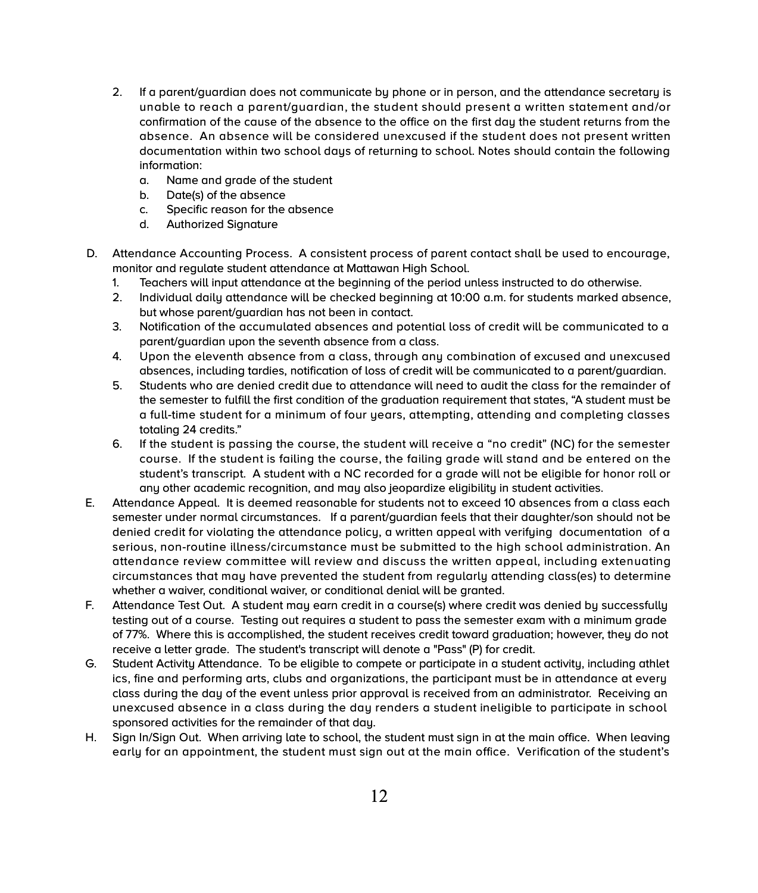2. If a parent/guardian does not communicate by phone or in person, and the attendance secretary is unable to reach a parent/guardian, the student should present a written statement and/or confirmation of the cause of the absence to the office on the first day the student returns from the absence. An absence will be considered unexcused if the student does not present written documentation within two school days of returning to school. Notes should contain the following information:
   a. Name and grade of the student
   b. Date(s) of the absence
   c. Specific reason for the absence
   d. Authorized Signature

D. Attendance Accounting Process. A consistent process of parent contact shall be used to encourage, monitor and regulate student attendance at Mattawan High School.
   1. Teachers will input attendance at the beginning of the period unless instructed to do otherwise.
   2. Individual daily attendance will be checked beginning at 10:00 a.m. for students marked absence, but whose parent/guardian has not been in contact.
   3. Notification of the accumulated absences and potential loss of credit will be communicated to a parent/guardian upon the seventh absence from a class.
   4. Upon the eleventh absence from a class, through any combination of excused and unexcused absences, including tardies, notification of loss of credit will be communicated to a parent/guardian.
   5. Students who are denied credit due to attendance will need to audit the class for the remainder of the semester to fulfill the first condition of the graduation requirement that states, "A student must be a full-time student for a minimum of four years, attempting, attending and completing classes totaling 24 credits."
   6. If the student is passing the course, the student will receive a "no credit" (NC) for the semester course. If the student is failing the course, the failing grade will stand and be entered on the student's transcript. A student with a NC recorded for a grade will not be eligible for honor roll or any other academic recognition, and may also jeopardize eligibility in student activities.

E. Attendance Appeal. It is deemed reasonable for students not to exceed 10 absences from a class each semester under normal circumstances. If a parent/guardian feels that their daughter/son should not be denied credit for violating the attendance policy, a written appeal with verifying documentation of a serious, non-routine illness/circumstance must be submitted to the high school administration. An attendance review committee will review and discuss the written appeal, including extenuating circumstances that may have prevented the student from regularly attending class(es) to determine whether a waiver, conditional waiver, or conditional denial will be granted.

F. Attendance Test Out. A student may earn credit in a course(s) where credit was denied by successfully testing out of a course. Testing out requires a student to pass the semester exam with a minimum grade of 77%. Where this is accomplished, the student receives credit toward graduation; however, they do not receive a letter grade. The student's transcript will denote a "Pass" (P) for credit.

G. Student Activity Attendance. To be eligible to compete or participate in a student activity, including athletics, fine and performing arts, clubs and organizations, the participant must be in attendance at every class during the day of the event unless prior approval is received from an administrator. Receiving an unexcused absence in a class during the day renders a student ineligible to participate in school sponsored activities for the remainder of that day.

H. Sign In/Sign Out. When arriving late to school, the student must sign in at the main office. When leaving early for an appointment, the student must sign out at the main office. Verification of the student's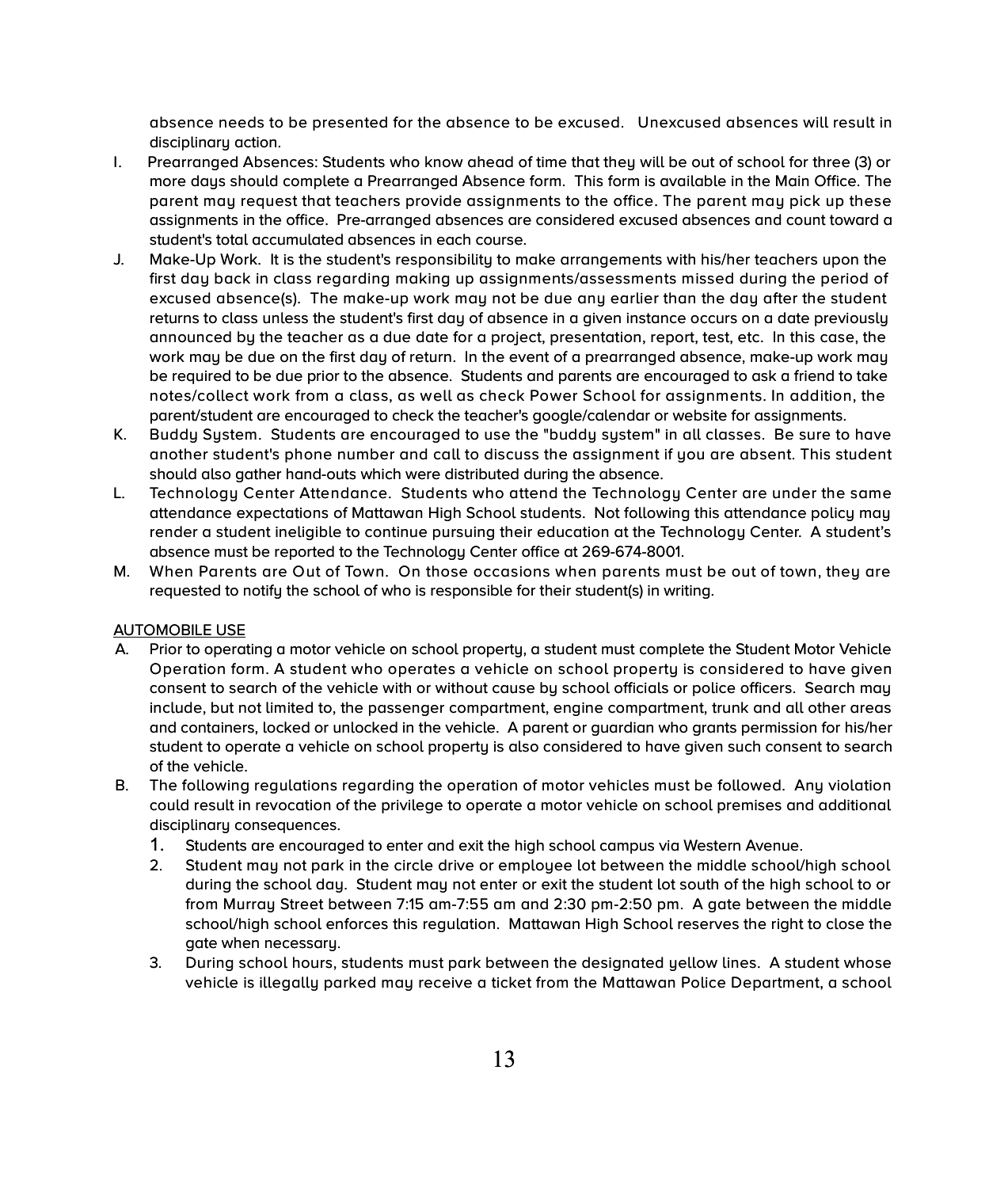absence needs to be presented for the absence to be excused. Unexcused absences will result in disciplinary action.

I. Prearranged Absences: Students who know ahead of time that they will be out of school for three (3) or more days should complete a Prearranged Absence form. This form is available in the Main Office. The parent may request that teachers provide assignments to the office. The parent may pick up these assignments in the office. Pre-arranged absences are considered excused absences and count toward a student's total accumulated absences in each course.

J. Make-Up Work. It is the student's responsibility to make arrangements with his/her teachers upon the first day back in class regarding making up assignments/assessments missed during the period of excused absence(s). The make-up work may not be due any earlier than the day after the student returns to class unless the student's first day of absence in a given instance occurs on a date previously announced by the teacher as a due date for a project, presentation, report, test, etc. In this case, the work may be due on the first day of return. In the event of a prearranged absence, make-up work may be required to be due prior to the absence. Students and parents are encouraged to ask a friend to take notes/collect work from a class, as well as check Power School for assignments. In addition, the parent/student are encouraged to check the teacher's google/calendar or website for assignments.

K. Buddy System. Students are encouraged to use the "buddy system" in all classes. Be sure to have another student's phone number and call to discuss the assignment if you are absent. This student should also gather hand-outs which were distributed during the absence.

L. Technology Center Attendance. Students who attend the Technology Center are under the same attendance expectations of Mattawan High School students. Not following this attendance policy may render a student ineligible to continue pursuing their education at the Technology Center. A student's absence must be reported to the Technology Center office at 269-674-8001.

M. When Parents are Out of Town. On those occasions when parents must be out of town, they are requested to notify the school of who is responsible for their student(s) in writing.

<u>AUTOMOBILE USE</u>

A. Prior to operating a motor vehicle on school property, a student must complete the Student Motor Vehicle Operation form. A student who operates a vehicle on school property is considered to have given consent to search of the vehicle with or without cause by school officials or police officers. Search may include, but not limited to, the passenger compartment, engine compartment, trunk and all other areas and containers, locked or unlocked in the vehicle. A parent or guardian who grants permission for his/her student to operate a vehicle on school property is also considered to have given such consent to search of the vehicle.

B. The following regulations regarding the operation of motor vehicles must be followed. Any violation could result in revocation of the privilege to operate a motor vehicle on school premises and additional disciplinary consequences.
   1. Students are encouraged to enter and exit the high school campus via Western Avenue.
   2. Student may not park in the circle drive or employee lot between the middle school/high school during the school day. Student may not enter or exit the student lot south of the high school to or from Murray Street between 7:15 am-7:55 am and 2:30 pm-2:50 pm. A gate between the middle school/high school enforces this regulation. Mattawan High School reserves the right to close the gate when necessary.
   3. During school hours, students must park between the designated yellow lines. A student whose vehicle is illegally parked may receive a ticket from the Mattawan Police Department, a school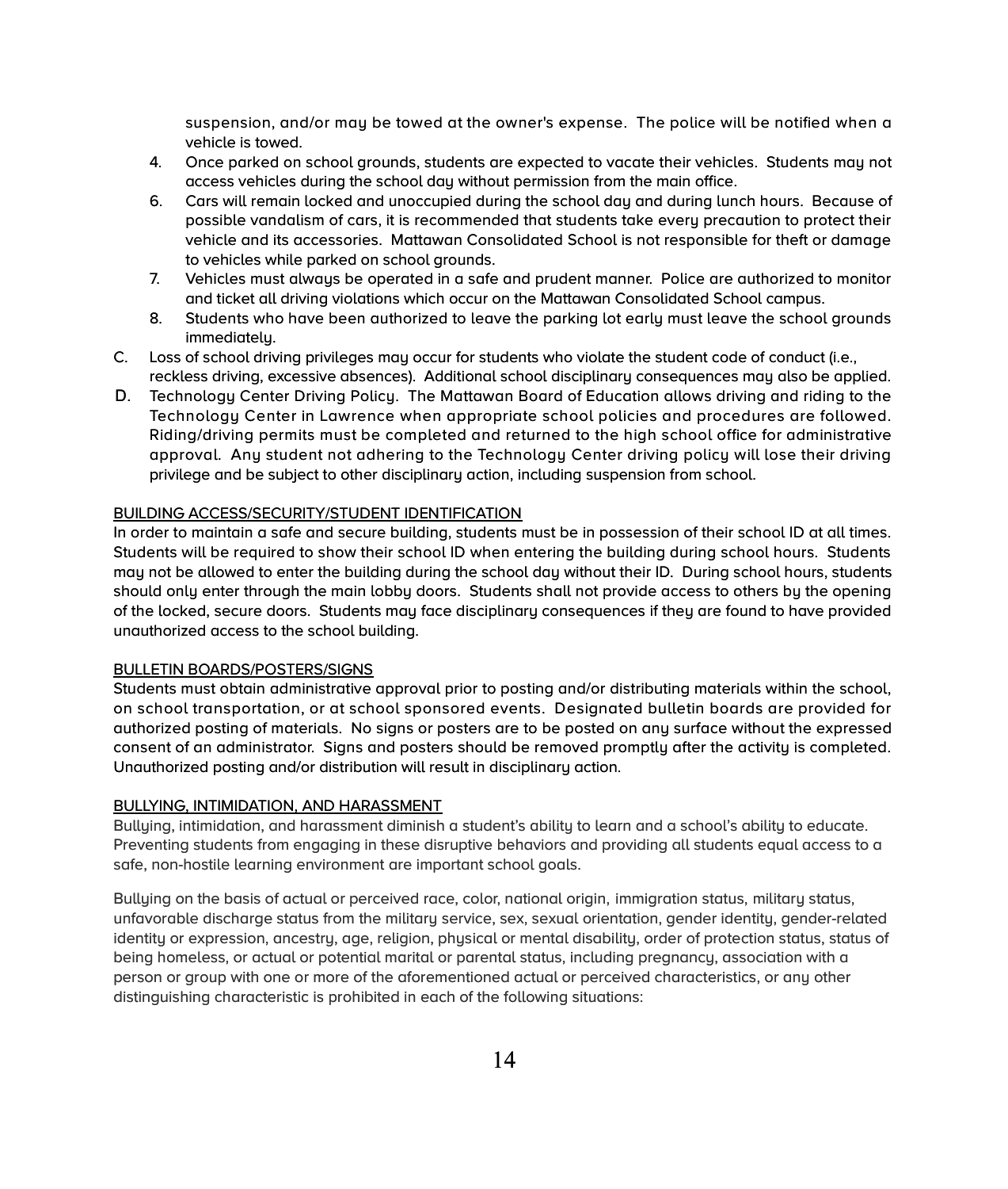suspension, and/or may be towed at the owner's expense. The police will be notified when a vehicle is towed.

4. Once parked on school grounds, students are expected to vacate their vehicles. Students may not access vehicles during the school day without permission from the main office.
6. Cars will remain locked and unoccupied during the school day and during lunch hours. Because of possible vandalism of cars, it is recommended that students take every precaution to protect their vehicle and its accessories. Mattawan Consolidated School is not responsible for theft or damage to vehicles while parked on school grounds.
7. Vehicles must always be operated in a safe and prudent manner. Police are authorized to monitor and ticket all driving violations which occur on the Mattawan Consolidated School campus.
8. Students who have been authorized to leave the parking lot early must leave the school grounds immediately.

C. Loss of school driving privileges may occur for students who violate the student code of conduct (i.e., reckless driving, excessive absences). Additional school disciplinary consequences may also be applied.

D. Technology Center Driving Policy. The Mattawan Board of Education allows driving and riding to the Technology Center in Lawrence when appropriate school policies and procedures are followed. Riding/driving permits must be completed and returned to the high school office for administrative approval. Any student not adhering to the Technology Center driving policy will lose their driving privilege and be subject to other disciplinary action, including suspension from school.

<u>BUILDING ACCESS/SECURITY/STUDENT IDENTIFICATION</u>

In order to maintain a safe and secure building, students must be in possession of their school ID at all times. Students will be required to show their school ID when entering the building during school hours. Students may not be allowed to enter the building during the school day without their ID. During school hours, students should only enter through the main lobby doors. Students shall not provide access to others by the opening of the locked, secure doors. Students may face disciplinary consequences if they are found to have provided unauthorized access to the school building.

<u>BULLETIN BOARDS/POSTERS/SIGNS</u>

Students must obtain administrative approval prior to posting and/or distributing materials within the school, on school transportation, or at school sponsored events. Designated bulletin boards are provided for authorized posting of materials. No signs or posters are to be posted on any surface without the expressed consent of an administrator. Signs and posters should be removed promptly after the activity is completed. Unauthorized posting and/or distribution will result in disciplinary action.

<u>BULLYING, INTIMIDATION, AND HARASSMENT</u>

Bullying, intimidation, and harassment diminish a student's ability to learn and a school's ability to educate. Preventing students from engaging in these disruptive behaviors and providing all students equal access to a safe, non-hostile learning environment are important school goals.

Bullying on the basis of actual or perceived race, color, national origin, immigration status, military status, unfavorable discharge status from the military service, sex, sexual orientation, gender identity, gender-related identity or expression, ancestry, age, religion, physical or mental disability, order of protection status, status of being homeless, or actual or potential marital or parental status, including pregnancy, association with a person or group with one or more of the aforementioned actual or perceived characteristics, or any other distinguishing characteristic is prohibited in each of the following situations: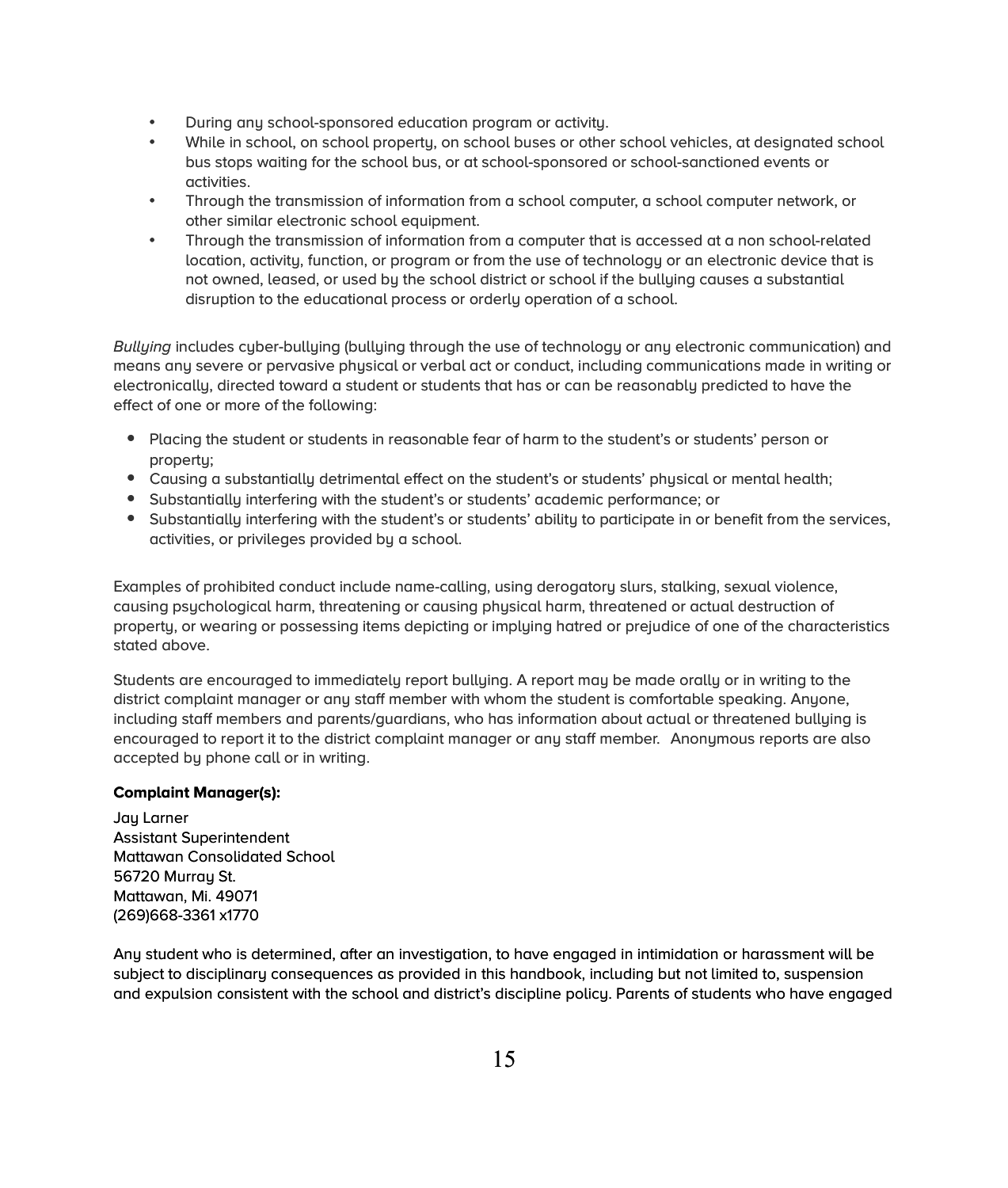- During any school-sponsored education program or activity.
- While in school, on school property, on school buses or other school vehicles, at designated school bus stops waiting for the school bus, or at school-sponsored or school-sanctioned events or activities.
- Through the transmission of information from a school computer, a school computer network, or other similar electronic school equipment.
- Through the transmission of information from a computer that is accessed at a non school-related location, activity, function, or program or from the use of technology or an electronic device that is not owned, leased, or used by the school district or school if the bullying causes a substantial disruption to the educational process or orderly operation of a school.

*Bullying* includes cyber-bullying (bullying through the use of technology or any electronic communication) and means any severe or pervasive physical or verbal act or conduct, including communications made in writing or electronically, directed toward a student or students that has or can be reasonably predicted to have the effect of one or more of the following:

- Placing the student or students in reasonable fear of harm to the student's or students' person or property;
- Causing a substantially detrimental effect on the student's or students' physical or mental health;
- Substantially interfering with the student's or students' academic performance; or
- Substantially interfering with the student's or students' ability to participate in or benefit from the services, activities, or privileges provided by a school.

Examples of prohibited conduct include name-calling, using derogatory slurs, stalking, sexual violence, causing psychological harm, threatening or causing physical harm, threatened or actual destruction of property, or wearing or possessing items depicting or implying hatred or prejudice of one of the characteristics stated above.

Students are encouraged to immediately report bullying. A report may be made orally or in writing to the district complaint manager or any staff member with whom the student is comfortable speaking. Anyone, including staff members and parents/guardians, who has information about actual or threatened bullying is encouraged to report it to the district complaint manager or any staff member. Anonymous reports are also accepted by phone call or in writing.

**Complaint Manager(s):**

Jay Larner
Assistant Superintendent
Mattawan Consolidated School
56720 Murray St.
Mattawan, Mi. 49071
(269)668-3361 x1770

Any student who is determined, after an investigation, to have engaged in intimidation or harassment will be subject to disciplinary consequences as provided in this handbook, including but not limited to, suspension and expulsion consistent with the school and district's discipline policy. Parents of students who have engaged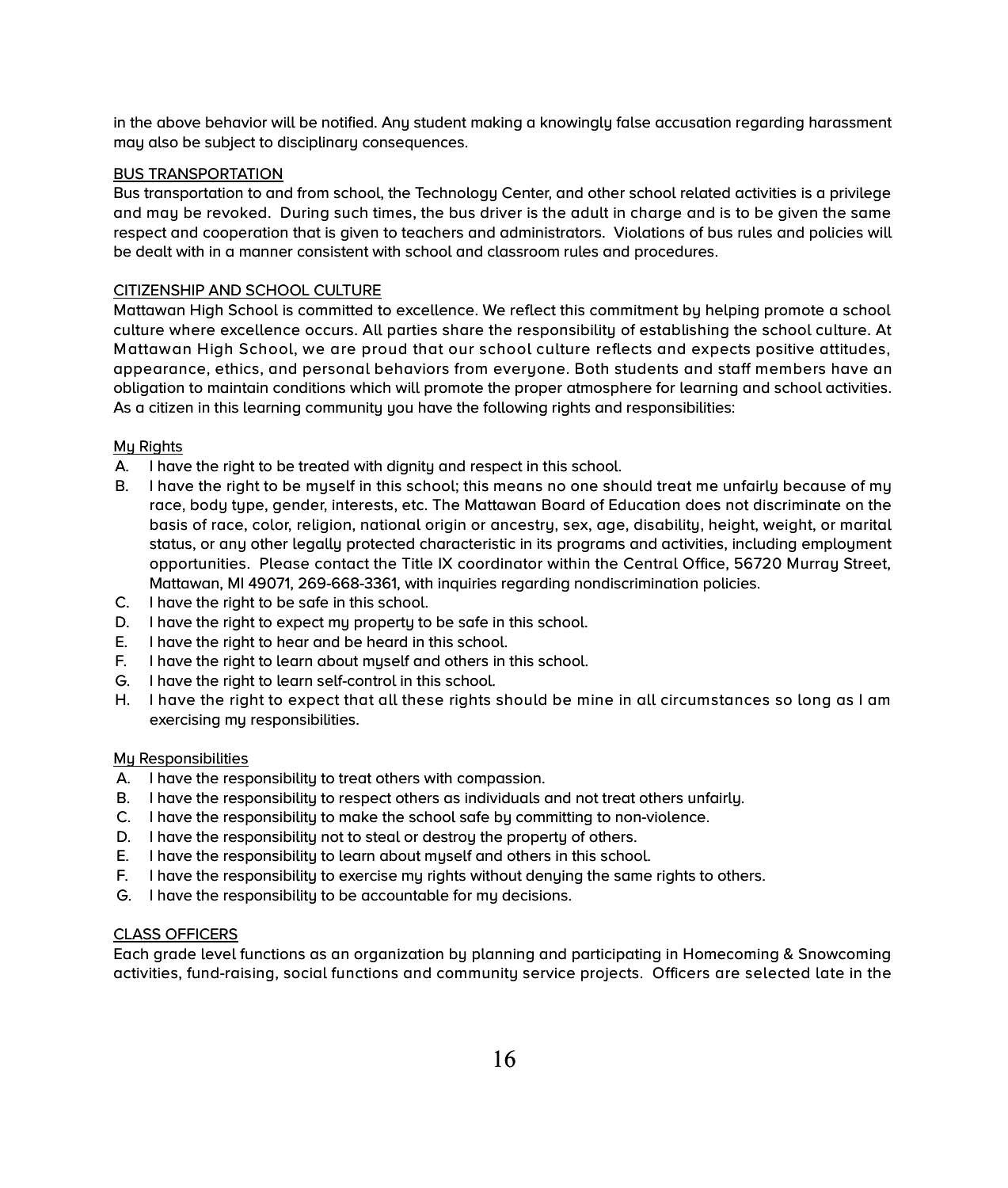in the above behavior will be notified. Any student making a knowingly false accusation regarding harassment may also be subject to disciplinary consequences.

## BUS TRANSPORTATION

Bus transportation to and from school, the Technology Center, and other school related activities is a privilege and may be revoked. During such times, the bus driver is the adult in charge and is to be given the same respect and cooperation that is given to teachers and administrators. Violations of bus rules and policies will be dealt with in a manner consistent with school and classroom rules and procedures.

## CITIZENSHIP AND SCHOOL CULTURE

Mattawan High School is committed to excellence. We reflect this commitment by helping promote a school culture where excellence occurs. All parties share the responsibility of establishing the school culture. At Mattawan High School, we are proud that our school culture reflects and expects positive attitudes, appearance, ethics, and personal behaviors from everyone. Both students and staff members have an obligation to maintain conditions which will promote the proper atmosphere for learning and school activities. As a citizen in this learning community you have the following rights and responsibilities:

### My Rights

A. I have the right to be treated with dignity and respect in this school.
B. I have the right to be myself in this school; this means no one should treat me unfairly because of my race, body type, gender, interests, etc. The Mattawan Board of Education does not discriminate on the basis of race, color, religion, national origin or ancestry, sex, age, disability, height, weight, or marital status, or any other legally protected characteristic in its programs and activities, including employment opportunities. Please contact the Title IX coordinator within the Central Office, 56720 Murray Street, Mattawan, MI 49071, 269-668-3361, with inquiries regarding nondiscrimination policies.
C. I have the right to be safe in this school.
D. I have the right to expect my property to be safe in this school.
E. I have the right to hear and be heard in this school.
F. I have the right to learn about myself and others in this school.
G. I have the right to learn self-control in this school.
H. I have the right to expect that all these rights should be mine in all circumstances so long as I am exercising my responsibilities.

### My Responsibilities

A. I have the responsibility to treat others with compassion.
B. I have the responsibility to respect others as individuals and not treat others unfairly.
C. I have the responsibility to make the school safe by committing to non-violence.
D. I have the responsibility not to steal or destroy the property of others.
E. I have the responsibility to learn about myself and others in this school.
F. I have the responsibility to exercise my rights without denying the same rights to others.
G. I have the responsibility to be accountable for my decisions.

## CLASS OFFICERS

Each grade level functions as an organization by planning and participating in Homecoming & Snowcoming activities, fund-raising, social functions and community service projects. Officers are selected late in the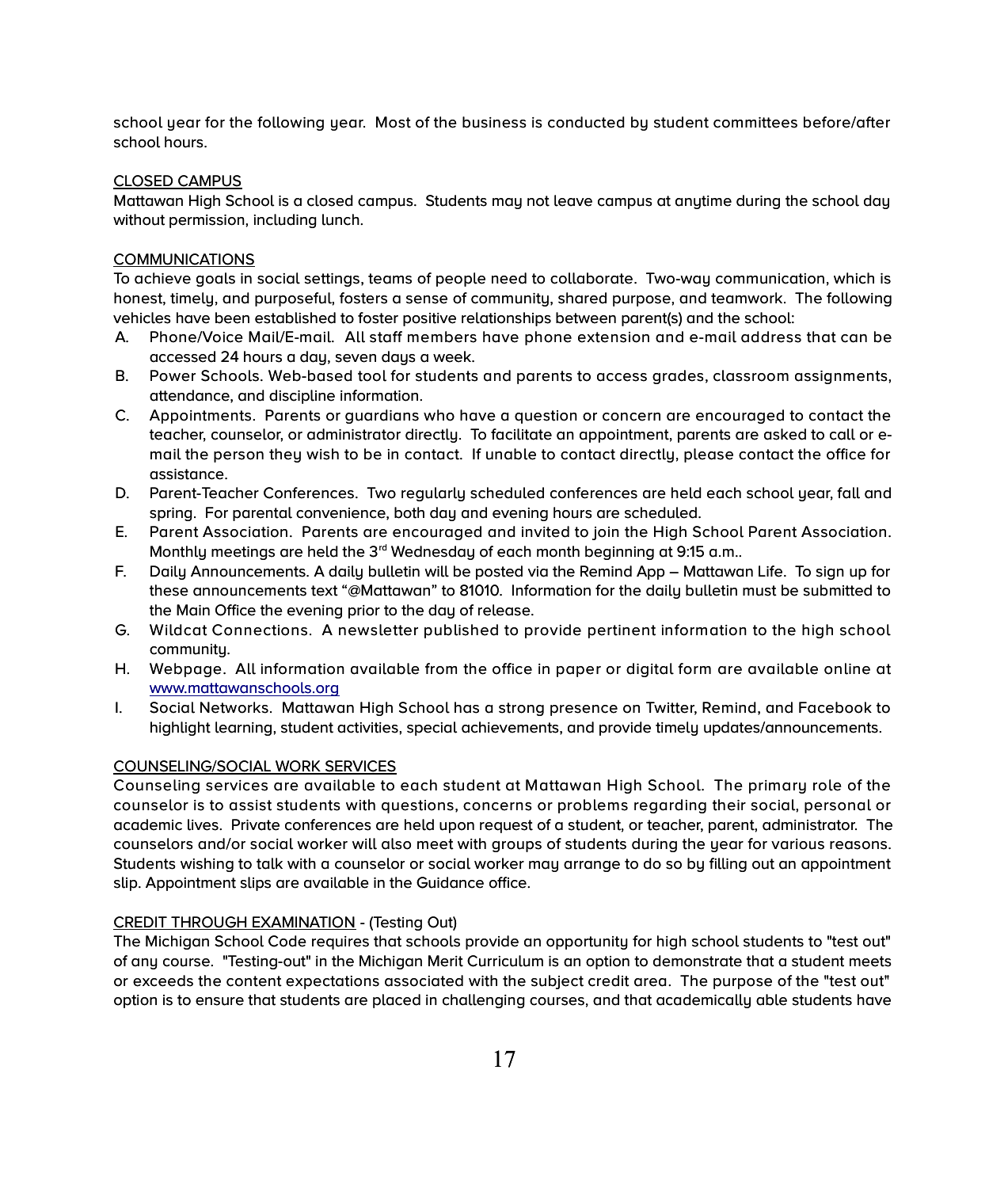school year for the following year. Most of the business is conducted by student committees before/after school hours.

CLOSED CAMPUS

Mattawan High School is a closed campus. Students may not leave campus at anytime during the school day without permission, including lunch.

COMMUNICATIONS

To achieve goals in social settings, teams of people need to collaborate. Two-way communication, which is honest, timely, and purposeful, fosters a sense of community, shared purpose, and teamwork. The following vehicles have been established to foster positive relationships between parent(s) and the school:

A. Phone/Voice Mail/E-mail. All staff members have phone extension and e-mail address that can be accessed 24 hours a day, seven days a week.
B. Power Schools. Web-based tool for students and parents to access grades, classroom assignments, attendance, and discipline information.
C. Appointments. Parents or guardians who have a question or concern are encouraged to contact the teacher, counselor, or administrator directly. To facilitate an appointment, parents are asked to call or e-mail the person they wish to be in contact. If unable to contact directly, please contact the office for assistance.
D. Parent-Teacher Conferences. Two regularly scheduled conferences are held each school year, fall and spring. For parental convenience, both day and evening hours are scheduled.
E. Parent Association. Parents are encouraged and invited to join the High School Parent Association. Monthly meetings are held the 3rd Wednesday of each month beginning at 9:15 a.m..
F. Daily Announcements. A daily bulletin will be posted via the Remind App – Mattawan Life. To sign up for these announcements text "@Mattawan" to 81010. Information for the daily bulletin must be submitted to the Main Office the evening prior to the day of release.
G. Wildcat Connections. A newsletter published to provide pertinent information to the high school community.
H. Webpage. All information available from the office in paper or digital form are available online at [www.mattawanschools.org](http://www.mattawanschools.org)
I. Social Networks. Mattawan High School has a strong presence on Twitter, Remind, and Facebook to highlight learning, student activities, special achievements, and provide timely updates/announcements.

COUNSELING/SOCIAL WORK SERVICES

Counseling services are available to each student at Mattawan High School. The primary role of the counselor is to assist students with questions, concerns or problems regarding their social, personal or academic lives. Private conferences are held upon request of a student, or teacher, parent, administrator. The counselors and/or social worker will also meet with groups of students during the year for various reasons. Students wishing to talk with a counselor or social worker may arrange to do so by filling out an appointment slip. Appointment slips are available in the Guidance office.

CREDIT THROUGH EXAMINATION - (Testing Out)

The Michigan School Code requires that schools provide an opportunity for high school students to "test out" of any course. "Testing-out" in the Michigan Merit Curriculum is an option to demonstrate that a student meets or exceeds the content expectations associated with the subject credit area. The purpose of the "test out" option is to ensure that students are placed in challenging courses, and that academically able students have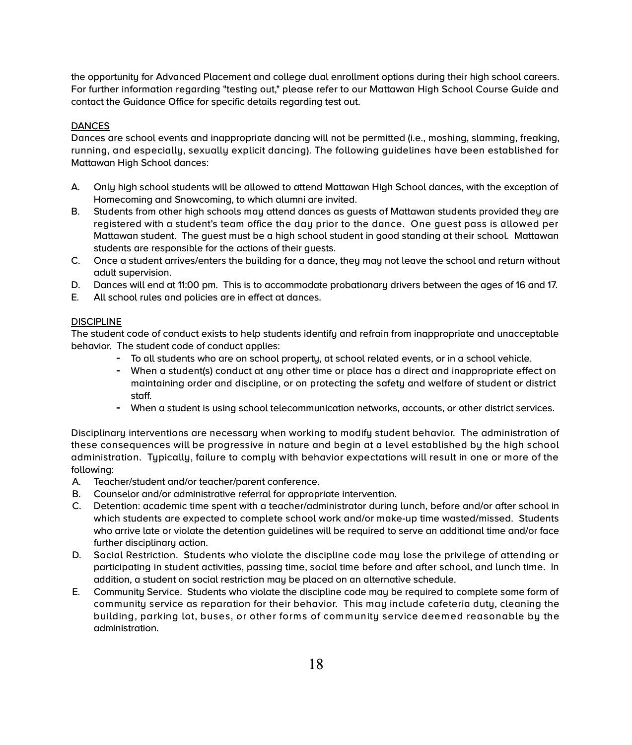the opportunity for Advanced Placement and college dual enrollment options during their high school careers. For further information regarding "testing out," please refer to our Mattawan High School Course Guide and contact the Guidance Office for specific details regarding test out.

<u>DANCES</u>

Dances are school events and inappropriate dancing will not be permitted (i.e., moshing, slamming, freaking, running, and especially, sexually explicit dancing). The following guidelines have been established for Mattawan High School dances:

A. Only high school students will be allowed to attend Mattawan High School dances, with the exception of Homecoming and Snowcoming, to which alumni are invited.
B. Students from other high schools may attend dances as guests of Mattawan students provided they are registered with a student's team office the day prior to the dance. One guest pass is allowed per Mattawan student. The guest must be a high school student in good standing at their school. Mattawan students are responsible for the actions of their guests.
C. Once a student arrives/enters the building for a dance, they may not leave the school and return without adult supervision.
D. Dances will end at 11:00 pm. This is to accommodate probationary drivers between the ages of 16 and 17.
E. All school rules and policies are in effect at dances.

<u>DISCIPLINE</u>

The student code of conduct exists to help students identify and refrain from inappropriate and unacceptable behavior. The student code of conduct applies:

- To all students who are on school property, at school related events, or in a school vehicle.
- When a student(s) conduct at any other time or place has a direct and inappropriate effect on maintaining order and discipline, or on protecting the safety and welfare of student or district staff.
- When a student is using school telecommunication networks, accounts, or other district services.

Disciplinary interventions are necessary when working to modify student behavior. The administration of these consequences will be progressive in nature and begin at a level established by the high school administration. Typically, failure to comply with behavior expectations will result in one or more of the following:

A. Teacher/student and/or teacher/parent conference.
B. Counselor and/or administrative referral for appropriate intervention.
C. Detention: academic time spent with a teacher/administrator during lunch, before and/or after school in which students are expected to complete school work and/or make-up time wasted/missed. Students who arrive late or violate the detention guidelines will be required to serve an additional time and/or face further disciplinary action.
D. Social Restriction. Students who violate the discipline code may lose the privilege of attending or participating in student activities, passing time, social time before and after school, and lunch time. In addition, a student on social restriction may be placed on an alternative schedule.
E. Community Service. Students who violate the discipline code may be required to complete some form of community service as reparation for their behavior. This may include cafeteria duty, cleaning the building, parking lot, buses, or other forms of community service deemed reasonable by the administration.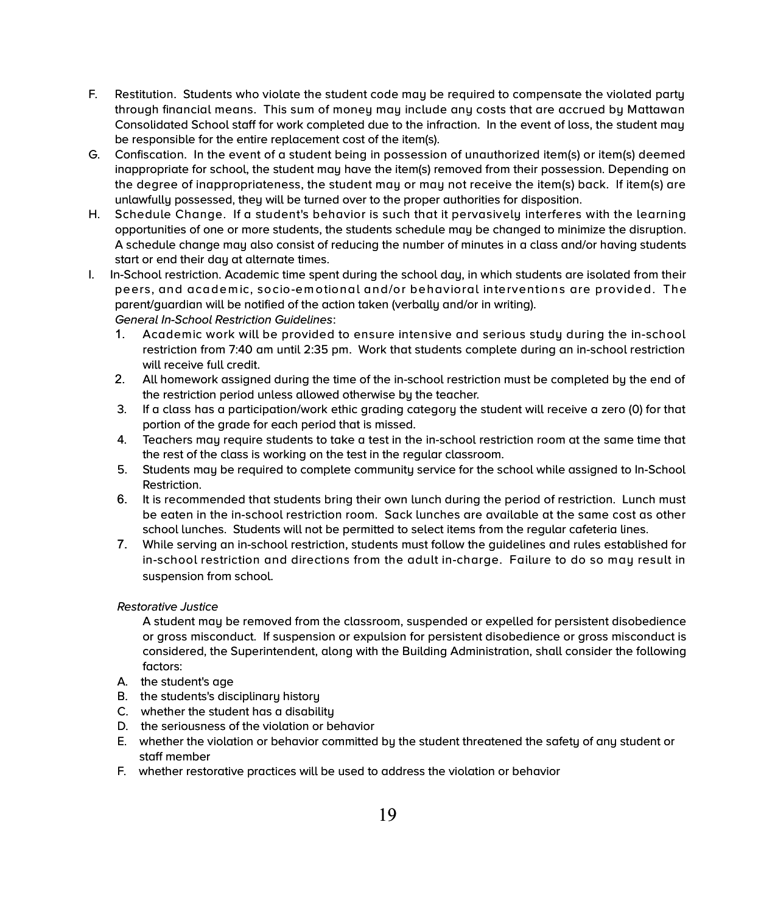F. Restitution. Students who violate the student code may be required to compensate the violated party through financial means. This sum of money may include any costs that are accrued by Mattawan Consolidated School staff for work completed due to the infraction. In the event of loss, the student may be responsible for the entire replacement cost of the item(s).

G. Confiscation. In the event of a student being in possession of unauthorized item(s) or item(s) deemed inappropriate for school, the student may have the item(s) removed from their possession. Depending on the degree of inappropriateness, the student may or may not receive the item(s) back. If item(s) are unlawfully possessed, they will be turned over to the proper authorities for disposition.

H. Schedule Change. If a student's behavior is such that it pervasively interferes with the learning opportunities of one or more students, the students schedule may be changed to minimize the disruption. A schedule change may also consist of reducing the number of minutes in a class and/or having students start or end their day at alternate times.

I. In-School restriction. Academic time spent during the school day, in which students are isolated from their peers, and academic, socio-emotional and/or behavioral interventions are provided. The parent/guardian will be notified of the action taken (verbally and/or in writing).

*General In-School Restriction Guidelines*:

1. Academic work will be provided to ensure intensive and serious study during the in-school restriction from 7:40 am until 2:35 pm. Work that students complete during an in-school restriction will receive full credit.
2. All homework assigned during the time of the in-school restriction must be completed by the end of the restriction period unless allowed otherwise by the teacher.
3. If a class has a participation/work ethic grading category the student will receive a zero (0) for that portion of the grade for each period that is missed.
4. Teachers may require students to take a test in the in-school restriction room at the same time that the rest of the class is working on the test in the regular classroom.
5. Students may be required to complete community service for the school while assigned to In-School Restriction.
6. It is recommended that students bring their own lunch during the period of restriction. Lunch must be eaten in the in-school restriction room. Sack lunches are available at the same cost as other school lunches. Students will not be permitted to select items from the regular cafeteria lines.
7. While serving an in-school restriction, students must follow the guidelines and rules established for in-school restriction and directions from the adult in-charge. Failure to do so may result in suspension from school.

*Restorative Justice*

A student may be removed from the classroom, suspended or expelled for persistent disobedience or gross misconduct. If suspension or expulsion for persistent disobedience or gross misconduct is considered, the Superintendent, along with the Building Administration, shall consider the following factors:

A. the student's age
B. the students's disciplinary history
C. whether the student has a disability
D. the seriousness of the violation or behavior
E. whether the violation or behavior committed by the student threatened the safety of any student or staff member
F. whether restorative practices will be used to address the violation or behavior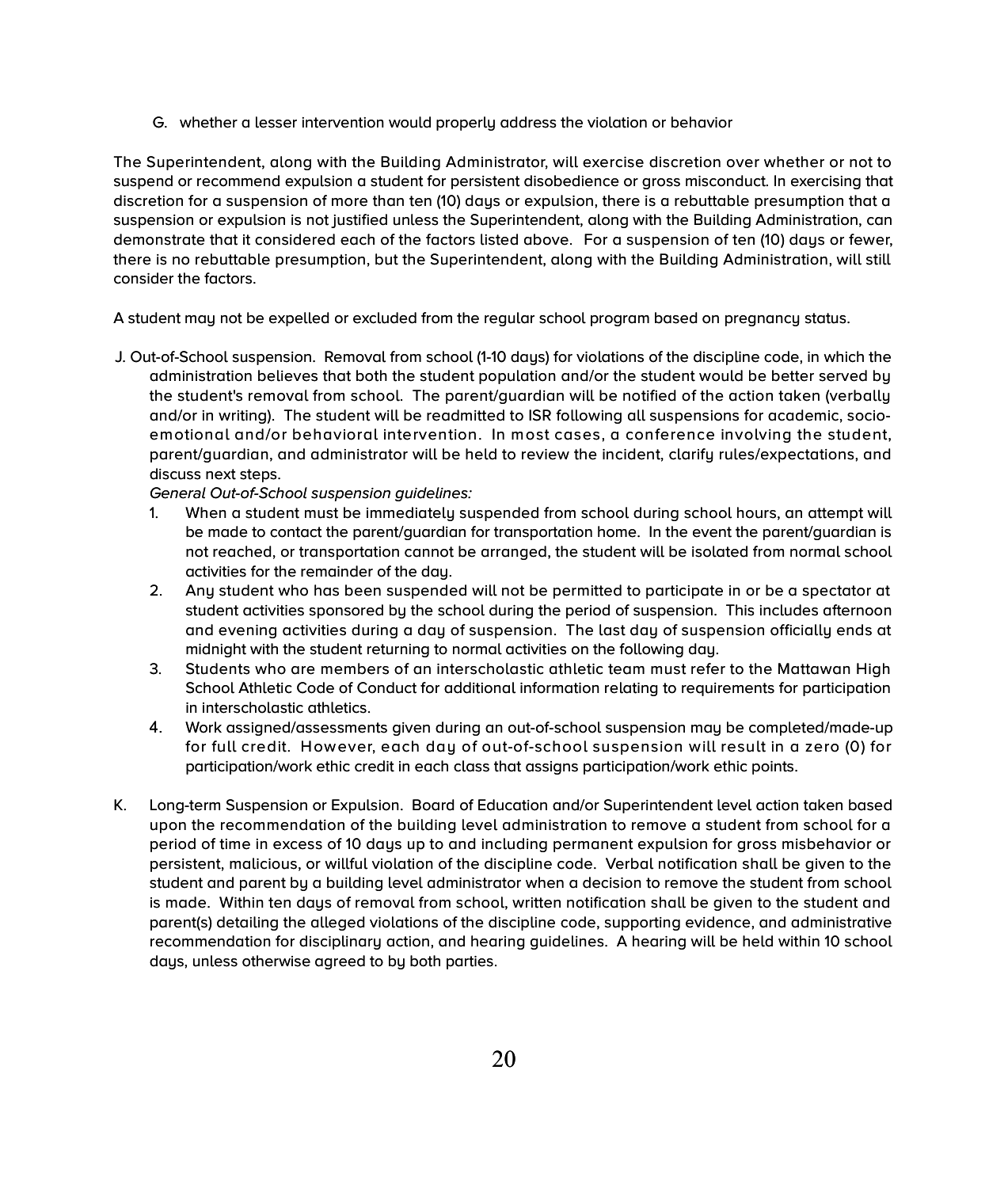G. whether a lesser intervention would properly address the violation or behavior

The Superintendent, along with the Building Administrator, will exercise discretion over whether or not to suspend or recommend expulsion a student for persistent disobedience or gross misconduct. In exercising that discretion for a suspension of more than ten (10) days or expulsion, there is a rebuttable presumption that a suspension or expulsion is not justified unless the Superintendent, along with the Building Administration, can demonstrate that it considered each of the factors listed above. For a suspension of ten (10) days or fewer, there is no rebuttable presumption, but the Superintendent, along with the Building Administration, will still consider the factors.

A student may not be expelled or excluded from the regular school program based on pregnancy status.

J. Out-of-School suspension. Removal from school (1-10 days) for violations of the discipline code, in which the administration believes that both the student population and/or the student would be better served by the student's removal from school. The parent/guardian will be notified of the action taken (verbally and/or in writing). The student will be readmitted to ISR following all suspensions for academic, socio-emotional and/or behavioral intervention. In most cases, a conference involving the student, parent/guardian, and administrator will be held to review the incident, clarify rules/expectations, and discuss next steps.

*General Out-of-School suspension guidelines:*

1. When a student must be immediately suspended from school during school hours, an attempt will be made to contact the parent/guardian for transportation home. In the event the parent/guardian is not reached, or transportation cannot be arranged, the student will be isolated from normal school activities for the remainder of the day.
2. Any student who has been suspended will not be permitted to participate in or be a spectator at student activities sponsored by the school during the period of suspension. This includes afternoon and evening activities during a day of suspension. The last day of suspension officially ends at midnight with the student returning to normal activities on the following day.
3. Students who are members of an interscholastic athletic team must refer to the Mattawan High School Athletic Code of Conduct for additional information relating to requirements for participation in interscholastic athletics.
4. Work assigned/assessments given during an out-of-school suspension may be completed/made-up for full credit. However, each day of out-of-school suspension will result in a zero (0) for participation/work ethic credit in each class that assigns participation/work ethic points.

K. Long-term Suspension or Expulsion. Board of Education and/or Superintendent level action taken based upon the recommendation of the building level administration to remove a student from school for a period of time in excess of 10 days up to and including permanent expulsion for gross misbehavior or persistent, malicious, or willful violation of the discipline code. Verbal notification shall be given to the student and parent by a building level administrator when a decision to remove the student from school is made. Within ten days of removal from school, written notification shall be given to the student and parent(s) detailing the alleged violations of the discipline code, supporting evidence, and administrative recommendation for disciplinary action, and hearing guidelines. A hearing will be held within 10 school days, unless otherwise agreed to by both parties.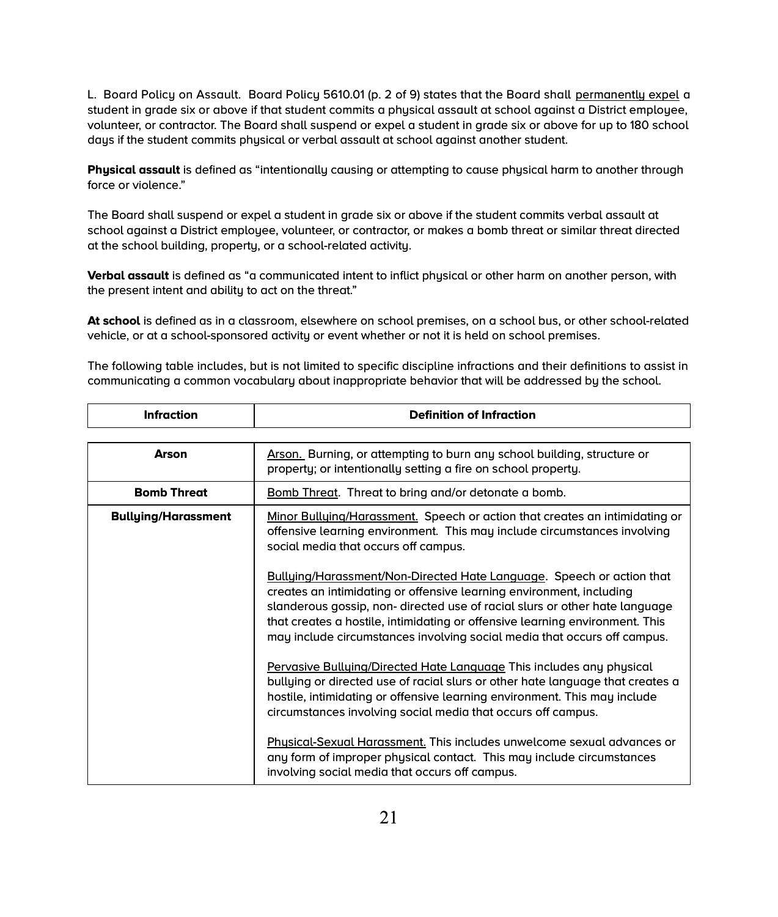L. Board Policy on Assault. Board Policy 5610.01 (p. 2 of 9) states that the Board shall permanently expel a student in grade six or above if that student commits a physical assault at school against a District employee, volunteer, or contractor. The Board shall suspend or expel a student in grade six or above for up to 180 school days if the student commits physical or verbal assault at school against another student.

**Physical assault** is defined as "intentionally causing or attempting to cause physical harm to another through force or violence."

The Board shall suspend or expel a student in grade six or above if the student commits verbal assault at school against a District employee, volunteer, or contractor, or makes a bomb threat or similar threat directed at the school building, property, or a school-related activity.

**Verbal assault** is defined as "a communicated intent to inflict physical or other harm on another person, with the present intent and ability to act on the threat."

**At school** is defined as in a classroom, elsewhere on school premises, on a school bus, or other school-related vehicle, or at a school-sponsored activity or event whether or not it is held on school premises.

The following table includes, but is not limited to specific discipline infractions and their definitions to assist in communicating a common vocabulary about inappropriate behavior that will be addressed by the school.

| Infraction | Definition of Infraction |
|---|---|
| **Arson** | Arson. Burning, or attempting to burn any school building, structure or property; or intentionally setting a fire on school property. |
| **Bomb Threat** | Bomb Threat. Threat to bring and/or detonate a bomb. |
| **Bullying/Harassment** | Minor Bullying/Harassment. Speech or action that creates an intimidating or offensive learning environment. This may include circumstances involving social media that occurs off campus.<br><br>Bullying/Harassment/Non-Directed Hate Language. Speech or action that creates an intimidating or offensive learning environment, including slanderous gossip, non- directed use of racial slurs or other hate language that creates a hostile, intimidating or offensive learning environment. This may include circumstances involving social media that occurs off campus.<br><br>Pervasive Bullying/Directed Hate Language This includes any physical bullying or directed use of racial slurs or other hate language that creates a hostile, intimidating or offensive learning environment. This may include circumstances involving social media that occurs off campus.<br><br>Physical-Sexual Harassment. This includes unwelcome sexual advances or any form of improper physical contact. This may include circumstances involving social media that occurs off campus. |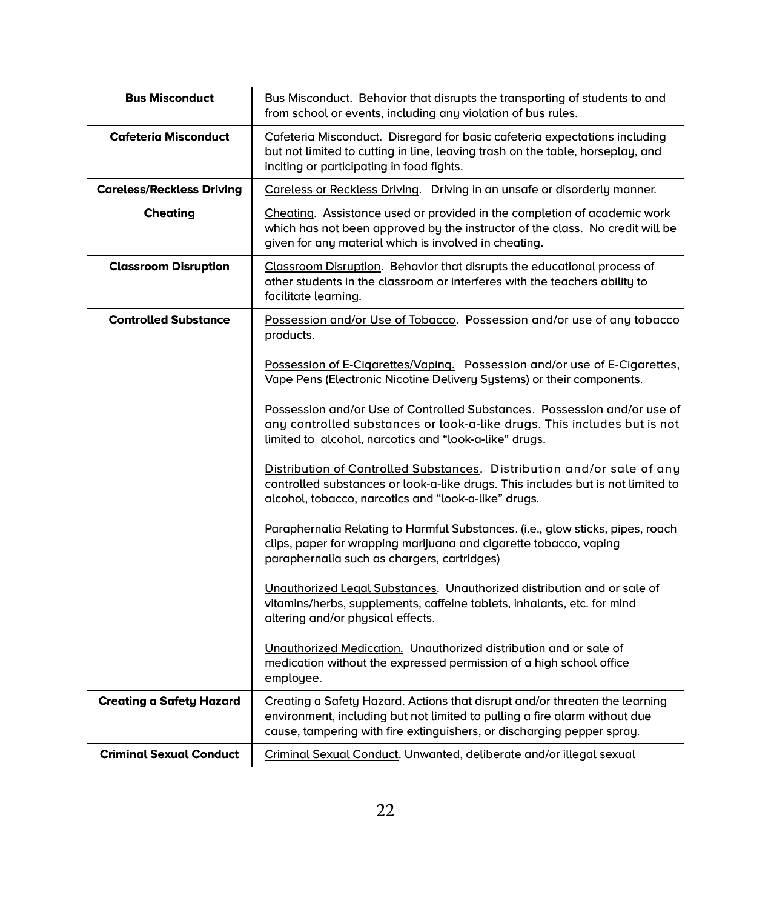| | |
|---|---|
| **Bus Misconduct** | Bus Misconduct. Behavior that disrupts the transporting of students to and from school or events, including any violation of bus rules. |
| **Cafeteria Misconduct** | Cafeteria Misconduct. Disregard for basic cafeteria expectations including but not limited to cutting in line, leaving trash on the table, horseplay, and inciting or participating in food fights. |
| **Careless/Reckless Driving** | Careless or Reckless Driving. Driving in an unsafe or disorderly manner. |
| **Cheating** | Cheating. Assistance used or provided in the completion of academic work which has not been approved by the instructor of the class. No credit will be given for any material which is involved in cheating. |
| **Classroom Disruption** | Classroom Disruption. Behavior that disrupts the educational process of other students in the classroom or interferes with the teachers ability to facilitate learning. |
| **Controlled Substance** | Possession and/or Use of Tobacco. Possession and/or use of any tobacco products.<br><br>Possession of E-Cigarettes/Vaping. Possession and/or use of E-Cigarettes, Vape Pens (Electronic Nicotine Delivery Systems) or their components.<br><br>Possession and/or Use of Controlled Substances. Possession and/or use of any controlled substances or look-a-like drugs. This includes but is not limited to alcohol, narcotics and “look-a-like” drugs.<br><br>Distribution of Controlled Substances. Distribution and/or sale of any controlled substances or look-a-like drugs. This includes but is not limited to alcohol, tobacco, narcotics and “look-a-like” drugs.<br><br>Paraphernalia Relating to Harmful Substances. (i.e., glow sticks, pipes, roach clips, paper for wrapping marijuana and cigarette tobacco, vaping paraphernalia such as chargers, cartridges)<br><br>Unauthorized Legal Substances. Unauthorized distribution and or sale of vitamins/herbs, supplements, caffeine tablets, inhalants, etc. for mind altering and/or physical effects.<br><br>Unauthorized Medication. Unauthorized distribution and or sale of medication without the expressed permission of a high school office employee. |
| **Creating a Safety Hazard** | Creating a Safety Hazard. Actions that disrupt and/or threaten the learning environment, including but not limited to pulling a fire alarm without due cause, tampering with fire extinguishers, or discharging pepper spray. |
| **Criminal Sexual Conduct** | Criminal Sexual Conduct. Unwanted, deliberate and/or illegal sexual |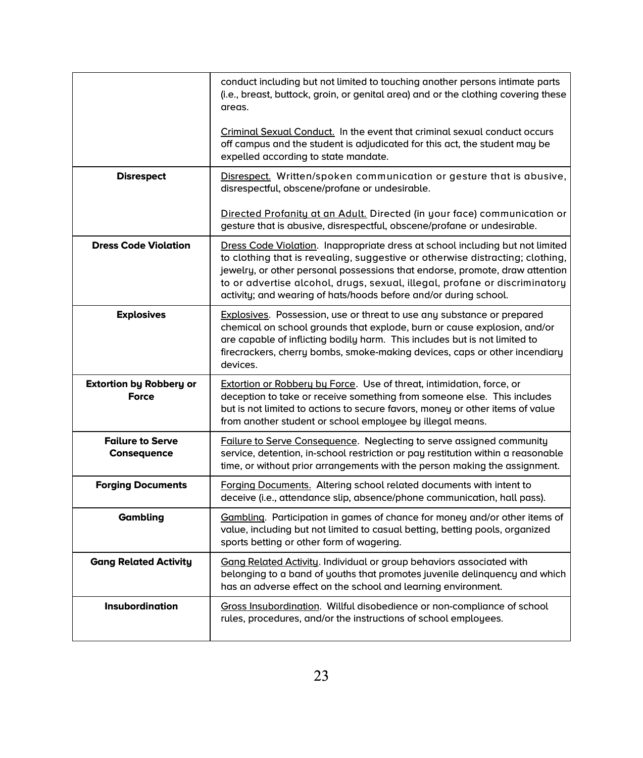| | |
|---|---|
| | conduct including but not limited to touching another persons intimate parts (i.e., breast, buttock, groin, or genital area) and or the clothing covering these areas.<br><br>Criminal Sexual Conduct. In the event that criminal sexual conduct occurs off campus and the student is adjudicated for this act, the student may be expelled according to state mandate. |
| **Disrespect** | Disrespect. Written/spoken communication or gesture that is abusive, disrespectful, obscene/profane or undesirable.<br><br>Directed Profanity at an Adult. Directed (in your face) communication or gesture that is abusive, disrespectful, obscene/profane or undesirable. |
| **Dress Code Violation** | Dress Code Violation. Inappropriate dress at school including but not limited to clothing that is revealing, suggestive or otherwise distracting; clothing, jewelry, or other personal possessions that endorse, promote, draw attention to or advertise alcohol, drugs, sexual, illegal, profane or discriminatory activity; and wearing of hats/hoods before and/or during school. |
| **Explosives** | Explosives. Possession, use or threat to use any substance or prepared chemical on school grounds that explode, burn or cause explosion, and/or are capable of inflicting bodily harm. This includes but is not limited to firecrackers, cherry bombs, smoke-making devices, caps or other incendiary devices. |
| **Extortion by Robbery or Force** | Extortion or Robbery by Force. Use of threat, intimidation, force, or deception to take or receive something from someone else. This includes but is not limited to actions to secure favors, money or other items of value from another student or school employee by illegal means. |
| **Failure to Serve Consequence** | Failure to Serve Consequence. Neglecting to serve assigned community service, detention, in-school restriction or pay restitution within a reasonable time, or without prior arrangements with the person making the assignment. |
| **Forging Documents** | Forging Documents. Altering school related documents with intent to deceive (i.e., attendance slip, absence/phone communication, hall pass). |
| **Gambling** | Gambling. Participation in games of chance for money and/or other items of value, including but not limited to casual betting, betting pools, organized sports betting or other form of wagering. |
| **Gang Related Activity** | Gang Related Activity. Individual or group behaviors associated with belonging to a band of youths that promotes juvenile delinquency and which has an adverse effect on the school and learning environment. |
| **Insubordination** | Gross Insubordination. Willful disobedience or non-compliance of school rules, procedures, and/or the instructions of school employees. |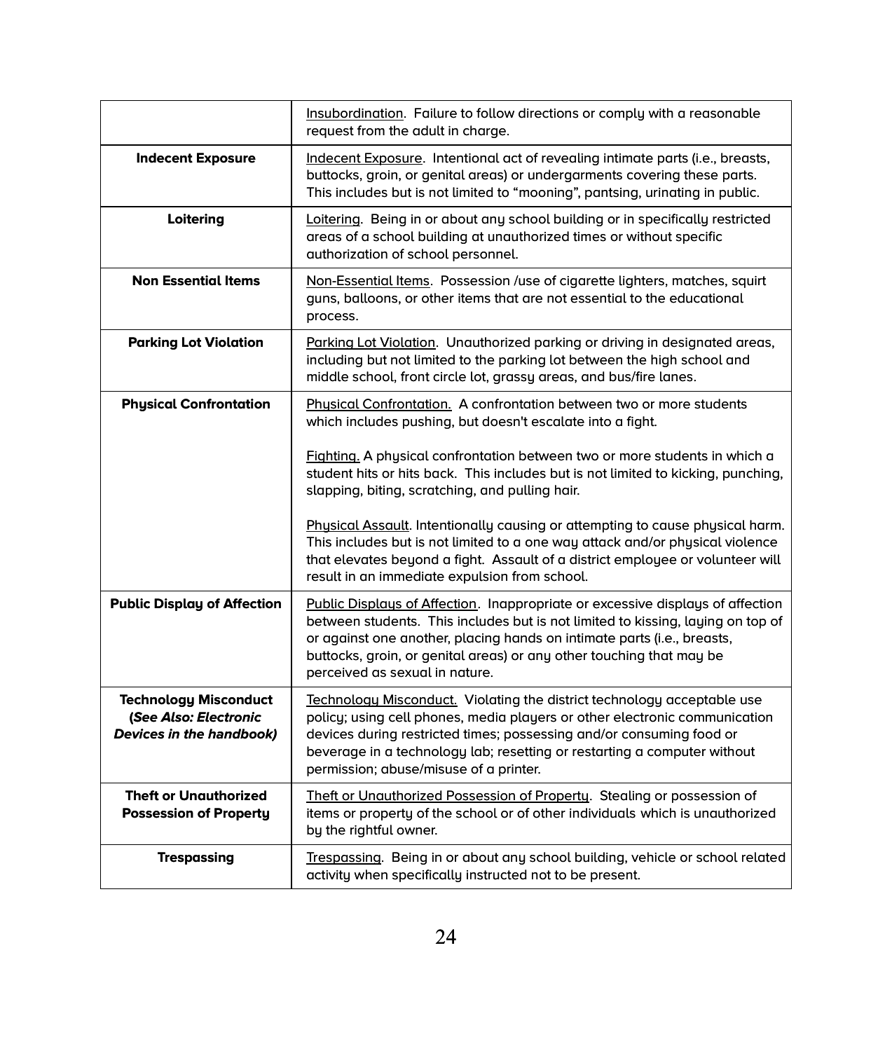| | |
|---|---|
| | Insubordination. Failure to follow directions or comply with a reasonable request from the adult in charge. |
| **Indecent Exposure** | Indecent Exposure. Intentional act of revealing intimate parts (i.e., breasts, buttocks, groin, or genital areas) or undergarments covering these parts. This includes but is not limited to "mooning", pantsing, urinating in public. |
| **Loitering** | Loitering. Being in or about any school building or in specifically restricted areas of a school building at unauthorized times or without specific authorization of school personnel. |
| **Non Essential Items** | Non-Essential Items. Possession /use of cigarette lighters, matches, squirt guns, balloons, or other items that are not essential to the educational process. |
| **Parking Lot Violation** | Parking Lot Violation. Unauthorized parking or driving in designated areas, including but not limited to the parking lot between the high school and middle school, front circle lot, grassy areas, and bus/fire lanes. |
| **Physical Confrontation** | Physical Confrontation. A confrontation between two or more students which includes pushing, but doesn't escalate into a fight.<br><br>Fighting. A physical confrontation between two or more students in which a student hits or hits back. This includes but is not limited to kicking, punching, slapping, biting, scratching, and pulling hair.<br><br>Physical Assault. Intentionally causing or attempting to cause physical harm. This includes but is not limited to a one way attack and/or physical violence that elevates beyond a fight. Assault of a district employee or volunteer will result in an immediate expulsion from school. |
| **Public Display of Affection** | Public Displays of Affection. Inappropriate or excessive displays of affection between students. This includes but is not limited to kissing, laying on top of or against one another, placing hands on intimate parts (i.e., breasts, buttocks, groin, or genital areas) or any other touching that may be perceived as sexual in nature. |
| **Technology Misconduct (*See Also: Electronic Devices in the handbook*)** | Technology Misconduct. Violating the district technology acceptable use policy; using cell phones, media players or other electronic communication devices during restricted times; possessing and/or consuming food or beverage in a technology lab; resetting or restarting a computer without permission; abuse/misuse of a printer. |
| **Theft or Unauthorized Possession of Property** | Theft or Unauthorized Possession of Property. Stealing or possession of items or property of the school or of other individuals which is unauthorized by the rightful owner. |
| **Trespassing** | Trespassing. Being in or about any school building, vehicle or school related activity when specifically instructed not to be present. |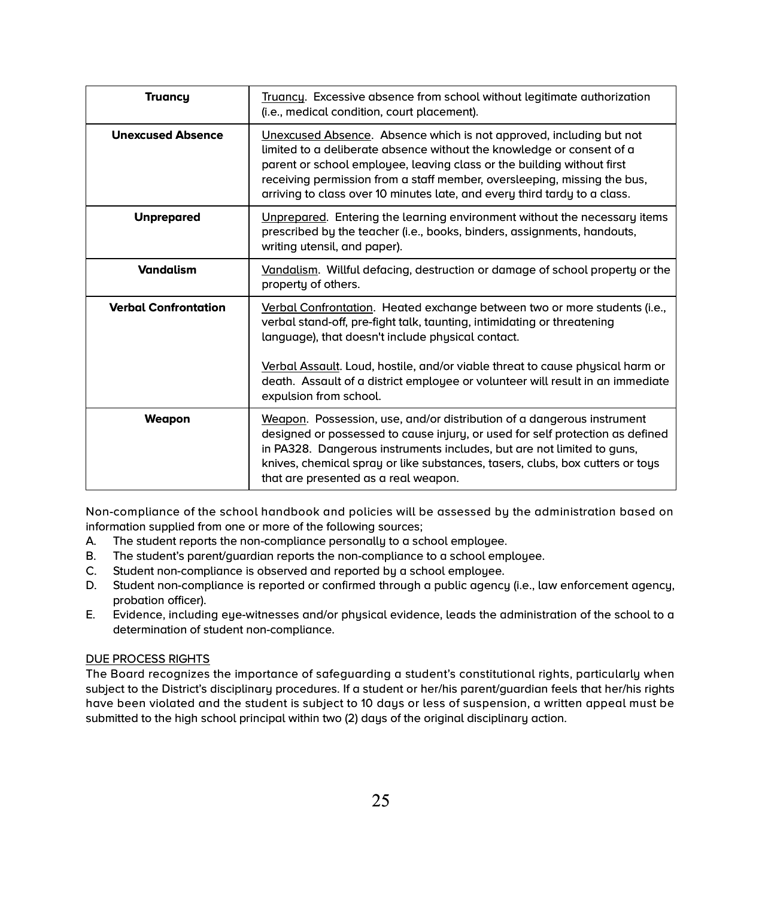| | |
|---|---|
| **Truancy** | Truancy. Excessive absence from school without legitimate authorization (i.e., medical condition, court placement). |
| **Unexcused Absence** | Unexcused Absence. Absence which is not approved, including but not limited to a deliberate absence without the knowledge or consent of a parent or school employee, leaving class or the building without first receiving permission from a staff member, oversleeping, missing the bus, arriving to class over 10 minutes late, and every third tardy to a class. |
| **Unprepared** | Unprepared. Entering the learning environment without the necessary items prescribed by the teacher (i.e., books, binders, assignments, handouts, writing utensil, and paper). |
| **Vandalism** | Vandalism. Willful defacing, destruction or damage of school property or the property of others. |
| **Verbal Confrontation** | Verbal Confrontation. Heated exchange between two or more students (i.e., verbal stand-off, pre-fight talk, taunting, intimidating or threatening language), that doesn't include physical contact.<br><br>Verbal Assault. Loud, hostile, and/or viable threat to cause physical harm or death. Assault of a district employee or volunteer will result in an immediate expulsion from school. |
| **Weapon** | Weapon. Possession, use, and/or distribution of a dangerous instrument designed or possessed to cause injury, or used for self protection as defined in PA328. Dangerous instruments includes, but are not limited to guns, knives, chemical spray or like substances, tasers, clubs, box cutters or toys that are presented as a real weapon. |

Non-compliance of the school handbook and policies will be assessed by the administration based on information supplied from one or more of the following sources;

A. The student reports the non-compliance personally to a school employee.
B. The student's parent/guardian reports the non-compliance to a school employee.
C. Student non-compliance is observed and reported by a school employee.
D. Student non-compliance is reported or confirmed through a public agency (i.e., law enforcement agency, probation officer).
E. Evidence, including eye-witnesses and/or physical evidence, leads the administration of the school to a determination of student non-compliance.

DUE PROCESS RIGHTS

The Board recognizes the importance of safeguarding a student's constitutional rights, particularly when subject to the District's disciplinary procedures. If a student or her/his parent/guardian feels that her/his rights have been violated and the student is subject to 10 days or less of suspension, a written appeal must be submitted to the high school principal within two (2) days of the original disciplinary action.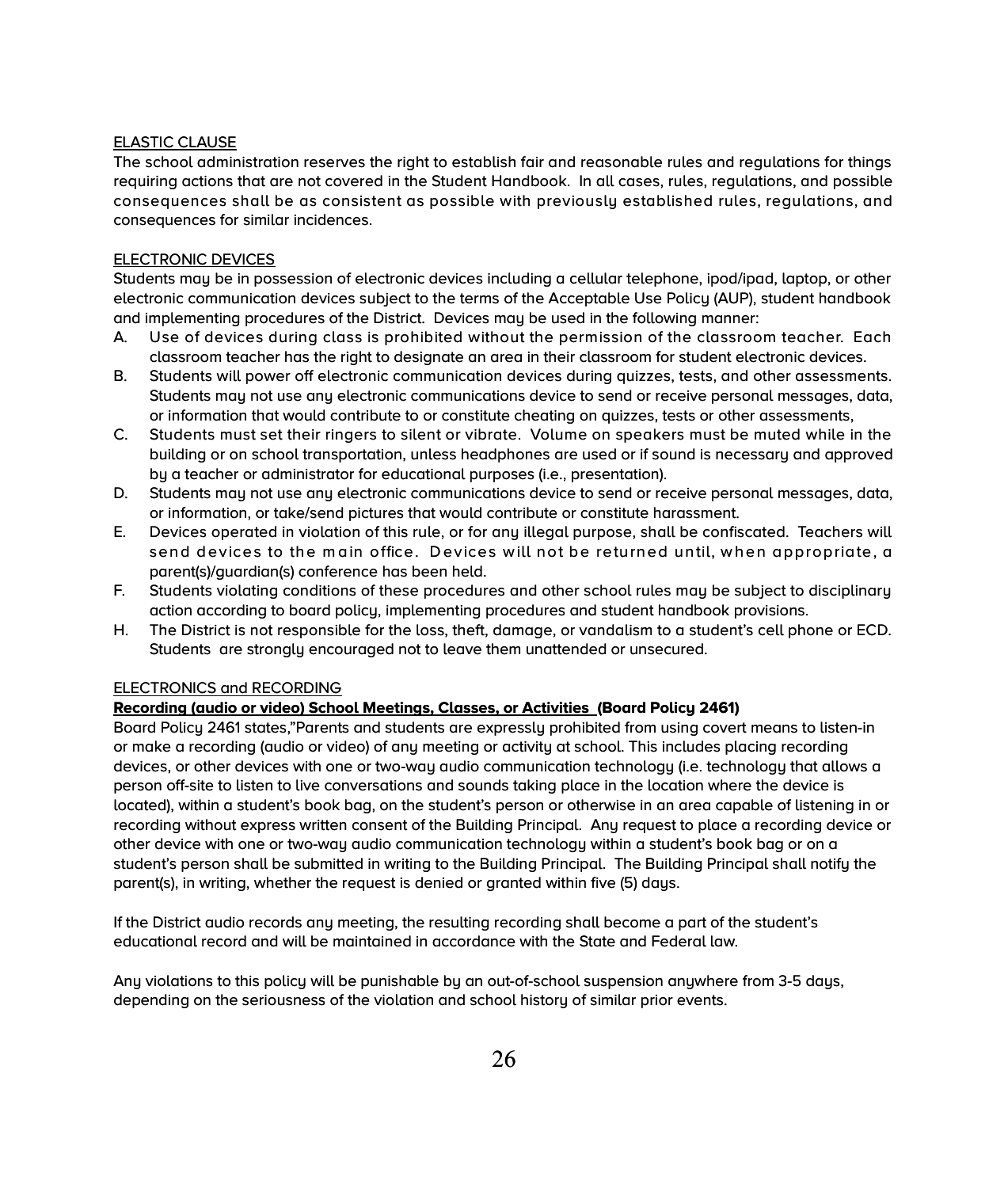## ELASTIC CLAUSE

The school administration reserves the right to establish fair and reasonable rules and regulations for things requiring actions that are not covered in the Student Handbook. In all cases, rules, regulations, and possible consequences shall be as consistent as possible with previously established rules, regulations, and consequences for similar incidences.

## ELECTRONIC DEVICES

Students may be in possession of electronic devices including a cellular telephone, ipod/ipad, laptop, or other electronic communication devices subject to the terms of the Acceptable Use Policy (AUP), student handbook and implementing procedures of the District. Devices may be used in the following manner:

A. Use of devices during class is prohibited without the permission of the classroom teacher. Each classroom teacher has the right to designate an area in their classroom for student electronic devices.

B. Students will power off electronic communication devices during quizzes, tests, and other assessments. Students may not use any electronic communications device to send or receive personal messages, data, or information that would contribute to or constitute cheating on quizzes, tests or other assessments,

C. Students must set their ringers to silent or vibrate. Volume on speakers must be muted while in the building or on school transportation, unless headphones are used or if sound is necessary and approved by a teacher or administrator for educational purposes (i.e., presentation).

D. Students may not use any electronic communications device to send or receive personal messages, data, or information, or take/send pictures that would contribute or constitute harassment.

E. Devices operated in violation of this rule, or for any illegal purpose, shall be confiscated. Teachers will send devices to the main office. Devices will not be returned until, when appropriate, a parent(s)/guardian(s) conference has been held.

F. Students violating conditions of these procedures and other school rules may be subject to disciplinary action according to board policy, implementing procedures and student handbook provisions.

H. The District is not responsible for the loss, theft, damage, or vandalism to a student's cell phone or ECD. Students are strongly encouraged not to leave them unattended or unsecured.

## ELECTRONICS and RECORDING

**Recording (audio or video) School Meetings, Classes, or Activities (Board Policy 2461)**

Board Policy 2461 states,"Parents and students are expressly prohibited from using covert means to listen-in or make a recording (audio or video) of any meeting or activity at school. This includes placing recording devices, or other devices with one or two-way audio communication technology (i.e. technology that allows a person off-site to listen to live conversations and sounds taking place in the location where the device is located), within a student's book bag, on the student's person or otherwise in an area capable of listening in or recording without express written consent of the Building Principal. Any request to place a recording device or other device with one or two-way audio communication technology within a student's book bag or on a student's person shall be submitted in writing to the Building Principal. The Building Principal shall notify the parent(s), in writing, whether the request is denied or granted within five (5) days.

If the District audio records any meeting, the resulting recording shall become a part of the student's educational record and will be maintained in accordance with the State and Federal law.

Any violations to this policy will be punishable by an out-of-school suspension anywhere from 3-5 days, depending on the seriousness of the violation and school history of similar prior events.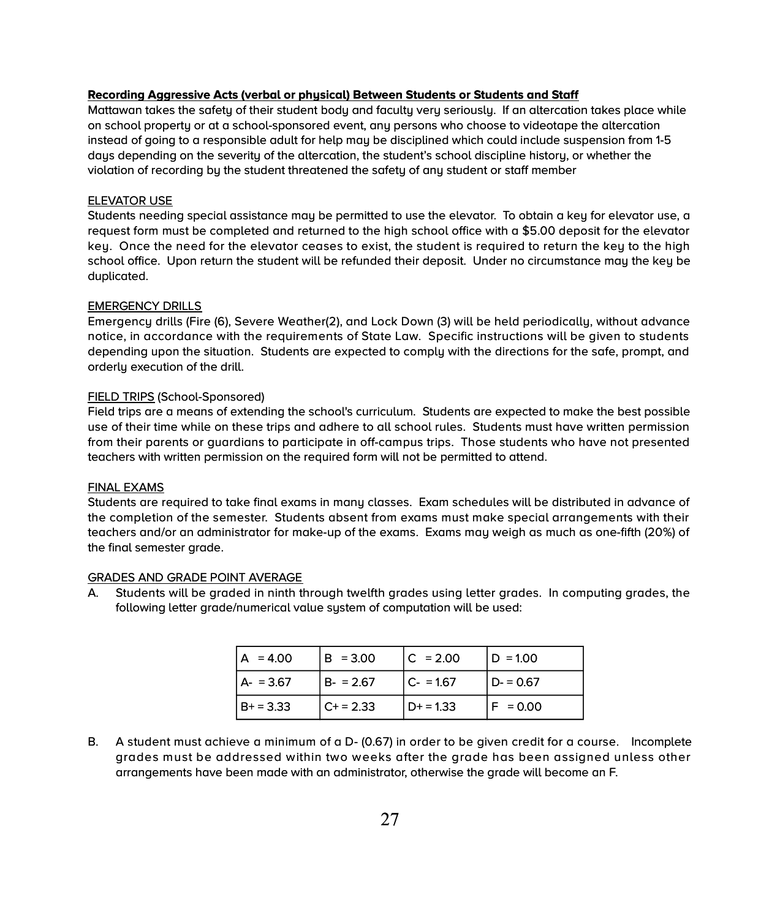**Recording Aggressive Acts (verbal or physical) Between Students or Students and Staff**

Mattawan takes the safety of their student body and faculty very seriously. If an altercation takes place while on school property or at a school-sponsored event, any persons who choose to videotape the altercation instead of going to a responsible adult for help may be disciplined which could include suspension from 1-5 days depending on the severity of the altercation, the student's school discipline history, or whether the violation of recording by the student threatened the safety of any student or staff member

ELEVATOR USE

Students needing special assistance may be permitted to use the elevator. To obtain a key for elevator use, a request form must be completed and returned to the high school office with a $5.00 deposit for the elevator key. Once the need for the elevator ceases to exist, the student is required to return the key to the high school office. Upon return the student will be refunded their deposit. Under no circumstance may the key be duplicated.

EMERGENCY DRILLS

Emergency drills (Fire (6), Severe Weather(2), and Lock Down (3) will be held periodically, without advance notice, in accordance with the requirements of State Law. Specific instructions will be given to students depending upon the situation. Students are expected to comply with the directions for the safe, prompt, and orderly execution of the drill.

FIELD TRIPS (School-Sponsored)

Field trips are a means of extending the school's curriculum. Students are expected to make the best possible use of their time while on these trips and adhere to all school rules. Students must have written permission from their parents or guardians to participate in off-campus trips. Those students who have not presented teachers with written permission on the required form will not be permitted to attend.

FINAL EXAMS

Students are required to take final exams in many classes. Exam schedules will be distributed in advance of the completion of the semester. Students absent from exams must make special arrangements with their teachers and/or an administrator for make-up of the exams. Exams may weigh as much as one-fifth (20%) of the final semester grade.

GRADES AND GRADE POINT AVERAGE

A. Students will be graded in ninth through twelfth grades using letter grades. In computing grades, the following letter grade/numerical value system of computation will be used:

| A = 4.00 | B = 3.00 | C = 2.00 | D = 1.00 |
|---|---|---|---|
| A- = 3.67 | B- = 2.67 | C- = 1.67 | D- = 0.67 |
| B+ = 3.33 | C+ = 2.33 | D+ = 1.33 | F = 0.00 |

B. A student must achieve a minimum of a D- (0.67) in order to be given credit for a course. Incomplete grades must be addressed within two weeks after the grade has been assigned unless other arrangements have been made with an administrator, otherwise the grade will become an F.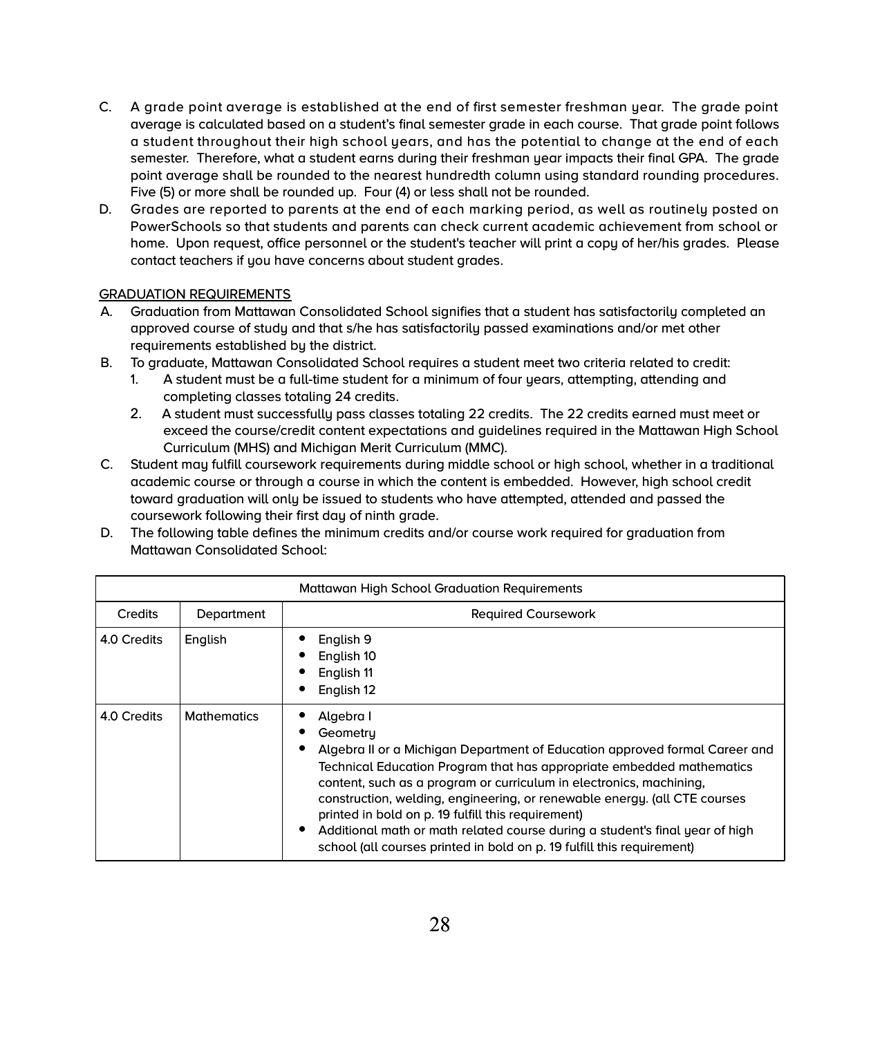C. A grade point average is established at the end of first semester freshman year. The grade point average is calculated based on a student's final semester grade in each course. That grade point follows a student throughout their high school years, and has the potential to change at the end of each semester. Therefore, what a student earns during their freshman year impacts their final GPA. The grade point average shall be rounded to the nearest hundredth column using standard rounding procedures. Five (5) or more shall be rounded up. Four (4) or less shall not be rounded.

D. Grades are reported to parents at the end of each marking period, as well as routinely posted on PowerSchools so that students and parents can check current academic achievement from school or home. Upon request, office personnel or the student's teacher will print a copy of her/his grades. Please contact teachers if you have concerns about student grades.

<u>GRADUATION REQUIREMENTS</u>

A. Graduation from Mattawan Consolidated School signifies that a student has satisfactorily completed an approved course of study and that s/he has satisfactorily passed examinations and/or met other requirements established by the district.

B. To graduate, Mattawan Consolidated School requires a student meet two criteria related to credit:
   1. A student must be a full-time student for a minimum of four years, attempting, attending and completing classes totaling 24 credits.
   2. A student must successfully pass classes totaling 22 credits. The 22 credits earned must meet or exceed the course/credit content expectations and guidelines required in the Mattawan High School Curriculum (MHS) and Michigan Merit Curriculum (MMC).

C. Student may fulfill coursework requirements during middle school or high school, whether in a traditional academic course or through a course in which the content is embedded. However, high school credit toward graduation will only be issued to students who have attempted, attended and passed the coursework following their first day of ninth grade.

D. The following table defines the minimum credits and/or course work required for graduation from Mattawan Consolidated School:

| Mattawan High School Graduation Requirements | | |
|---|---|---|
| Credits | Department | Required Coursework |
| 4.0 Credits | English | • English 9<br>• English 10<br>• English 11<br>• English 12 |
| 4.0 Credits | Mathematics | • Algebra I<br>• Geometry<br>• Algebra II or a Michigan Department of Education approved formal Career and Technical Education Program that has appropriate embedded mathematics content, such as a program or curriculum in electronics, machining, construction, welding, engineering, or renewable energy. (all CTE courses printed in bold on p. 19 fulfill this requirement)<br>• Additional math or math related course during a student's final year of high school (all courses printed in bold on p. 19 fulfill this requirement) |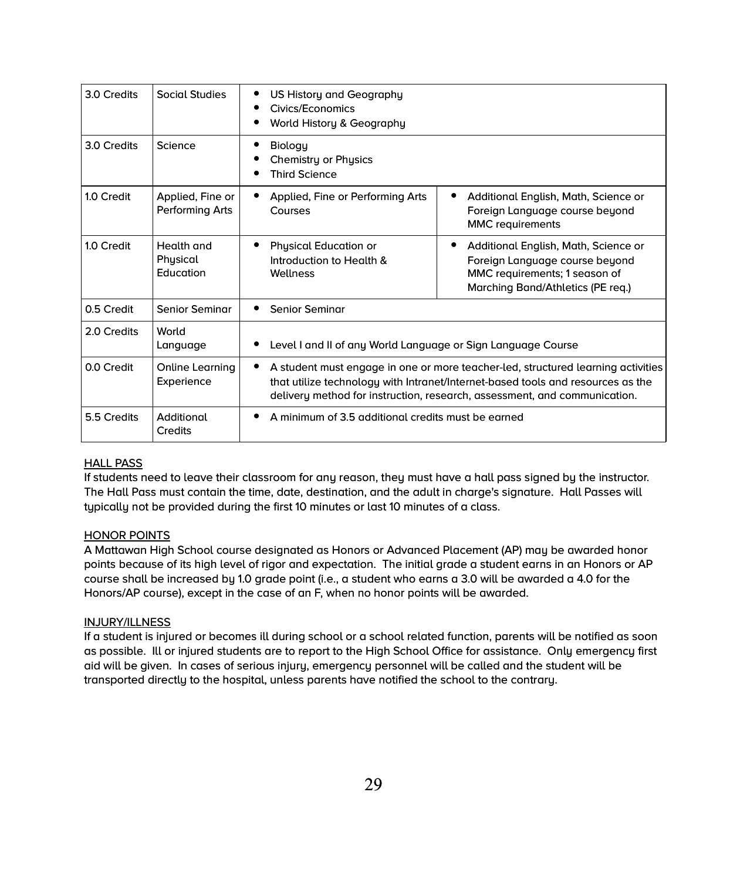| | | | |
|---|---|---|---|
| 3.0 Credits | Social Studies | • US History and Geography<br>• Civics/Economics<br>• World History & Geography | |
| 3.0 Credits | Science | • Biology<br>• Chemistry or Physics<br>• Third Science | |
| 1.0 Credit | Applied, Fine or Performing Arts | • Applied, Fine or Performing Arts Courses | • Additional English, Math, Science or Foreign Language course beyond MMC requirements |
| 1.0 Credit | Health and Physical Education | • Physical Education or Introduction to Health & Wellness | • Additional English, Math, Science or Foreign Language course beyond MMC requirements; 1 season of Marching Band/Athletics (PE req.) |
| 0.5 Credit | Senior Seminar | • Senior Seminar | |
| 2.0 Credits | World Language | • Level I and II of any World Language or Sign Language Course | |
| 0.0 Credit | Online Learning Experience | • A student must engage in one or more teacher-led, structured learning activities that utilize technology with Intranet/Internet-based tools and resources as the delivery method for instruction, research, assessment, and communication. | |
| 5.5 Credits | Additional Credits | • A minimum of 3.5 additional credits must be earned | |

<u>HALL PASS</u>
If students need to leave their classroom for any reason, they must have a hall pass signed by the instructor. The Hall Pass must contain the time, date, destination, and the adult in charge's signature. Hall Passes will typically not be provided during the first 10 minutes or last 10 minutes of a class.

<u>HONOR POINTS</u>
A Mattawan High School course designated as Honors or Advanced Placement (AP) may be awarded honor points because of its high level of rigor and expectation. The initial grade a student earns in an Honors or AP course shall be increased by 1.0 grade point (i.e., a student who earns a 3.0 will be awarded a 4.0 for the Honors/AP course), except in the case of an F, when no honor points will be awarded.

<u>INJURY/ILLNESS</u>
If a student is injured or becomes ill during school or a school related function, parents will be notified as soon as possible. Ill or injured students are to report to the High School Office for assistance. Only emergency first aid will be given. In cases of serious injury, emergency personnel will be called and the student will be transported directly to the hospital, unless parents have notified the school to the contrary.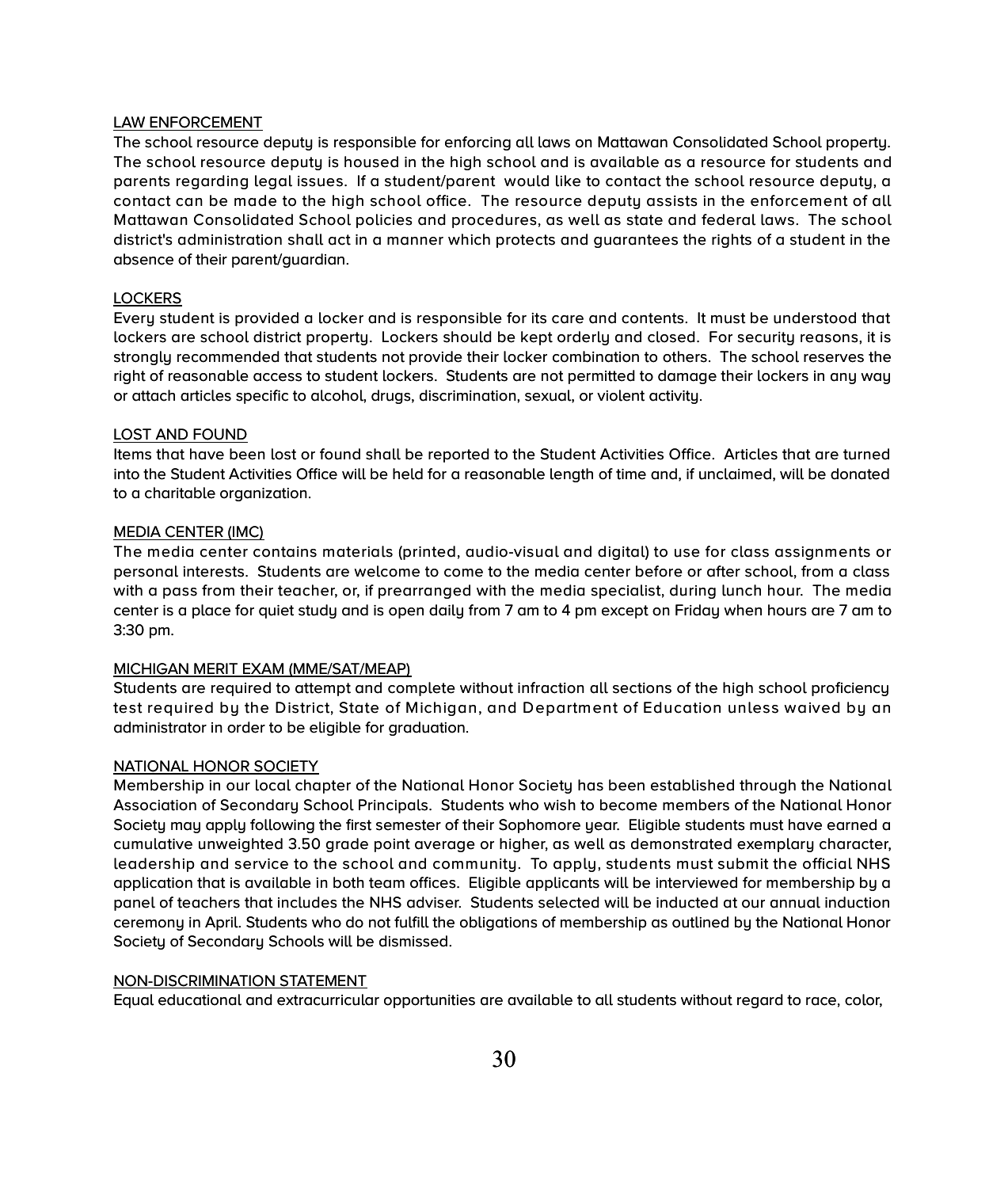### LAW ENFORCEMENT

The school resource deputy is responsible for enforcing all laws on Mattawan Consolidated School property. The school resource deputy is housed in the high school and is available as a resource for students and parents regarding legal issues. If a student/parent would like to contact the school resource deputy, a contact can be made to the high school office. The resource deputy assists in the enforcement of all Mattawan Consolidated School policies and procedures, as well as state and federal laws. The school district's administration shall act in a manner which protects and guarantees the rights of a student in the absence of their parent/guardian.

### LOCKERS

Every student is provided a locker and is responsible for its care and contents. It must be understood that lockers are school district property. Lockers should be kept orderly and closed. For security reasons, it is strongly recommended that students not provide their locker combination to others. The school reserves the right of reasonable access to student lockers. Students are not permitted to damage their lockers in any way or attach articles specific to alcohol, drugs, discrimination, sexual, or violent activity.

### LOST AND FOUND

Items that have been lost or found shall be reported to the Student Activities Office. Articles that are turned into the Student Activities Office will be held for a reasonable length of time and, if unclaimed, will be donated to a charitable organization.

### MEDIA CENTER (IMC)

The media center contains materials (printed, audio-visual and digital) to use for class assignments or personal interests. Students are welcome to come to the media center before or after school, from a class with a pass from their teacher, or, if prearranged with the media specialist, during lunch hour. The media center is a place for quiet study and is open daily from 7 am to 4 pm except on Friday when hours are 7 am to 3:30 pm.

### MICHIGAN MERIT EXAM (MME/SAT/MEAP)

Students are required to attempt and complete without infraction all sections of the high school proficiency test required by the District, State of Michigan, and Department of Education unless waived by an administrator in order to be eligible for graduation.

### NATIONAL HONOR SOCIETY

Membership in our local chapter of the National Honor Society has been established through the National Association of Secondary School Principals. Students who wish to become members of the National Honor Society may apply following the first semester of their Sophomore year. Eligible students must have earned a cumulative unweighted 3.50 grade point average or higher, as well as demonstrated exemplary character, leadership and service to the school and community. To apply, students must submit the official NHS application that is available in both team offices. Eligible applicants will be interviewed for membership by a panel of teachers that includes the NHS adviser. Students selected will be inducted at our annual induction ceremony in April. Students who do not fulfill the obligations of membership as outlined by the National Honor Society of Secondary Schools will be dismissed.

### NON-DISCRIMINATION STATEMENT

Equal educational and extracurricular opportunities are available to all students without regard to race, color,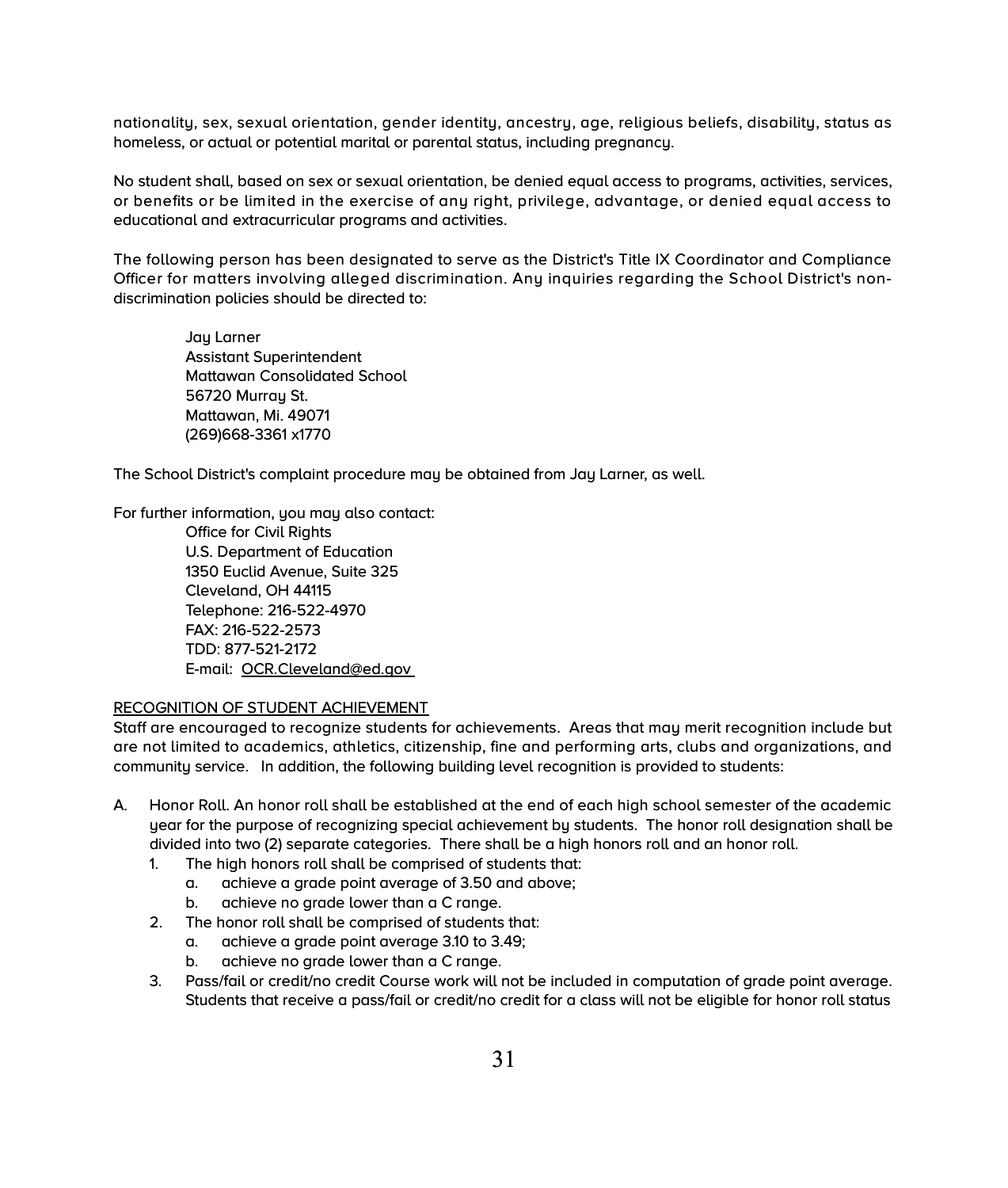nationality, sex, sexual orientation, gender identity, ancestry, age, religious beliefs, disability, status as homeless, or actual or potential marital or parental status, including pregnancy.

No student shall, based on sex or sexual orientation, be denied equal access to programs, activities, services, or benefits or be limited in the exercise of any right, privilege, advantage, or denied equal access to educational and extracurricular programs and activities.

The following person has been designated to serve as the District's Title IX Coordinator and Compliance Officer for matters involving alleged discrimination. Any inquiries regarding the School District's non-discrimination policies should be directed to:

> Jay Larner
> Assistant Superintendent
> Mattawan Consolidated School
> 56720 Murray St.
> Mattawan, Mi. 49071
> (269)668-3361 x1770

The School District's complaint procedure may be obtained from Jay Larner, as well.

For further information, you may also contact:

> Office for Civil Rights
> U.S. Department of Education
> 1350 Euclid Avenue, Suite 325
> Cleveland, OH 44115
> Telephone: 216-522-4970
> FAX: 216-522-2573
> TDD: 877-521-2172
> E-mail: OCR.Cleveland@ed.gov

## RECOGNITION OF STUDENT ACHIEVEMENT

Staff are encouraged to recognize students for achievements. Areas that may merit recognition include but are not limited to academics, athletics, citizenship, fine and performing arts, clubs and organizations, and community service. In addition, the following building level recognition is provided to students:

A. Honor Roll. An honor roll shall be established at the end of each high school semester of the academic year for the purpose of recognizing special achievement by students. The honor roll designation shall be divided into two (2) separate categories. There shall be a high honors roll and an honor roll.
   1. The high honors roll shall be comprised of students that:
      a. achieve a grade point average of 3.50 and above;
      b. achieve no grade lower than a C range.
   2. The honor roll shall be comprised of students that:
      a. achieve a grade point average 3.10 to 3.49;
      b. achieve no grade lower than a C range.
   3. Pass/fail or credit/no credit Course work will not be included in computation of grade point average. Students that receive a pass/fail or credit/no credit for a class will not be eligible for honor roll status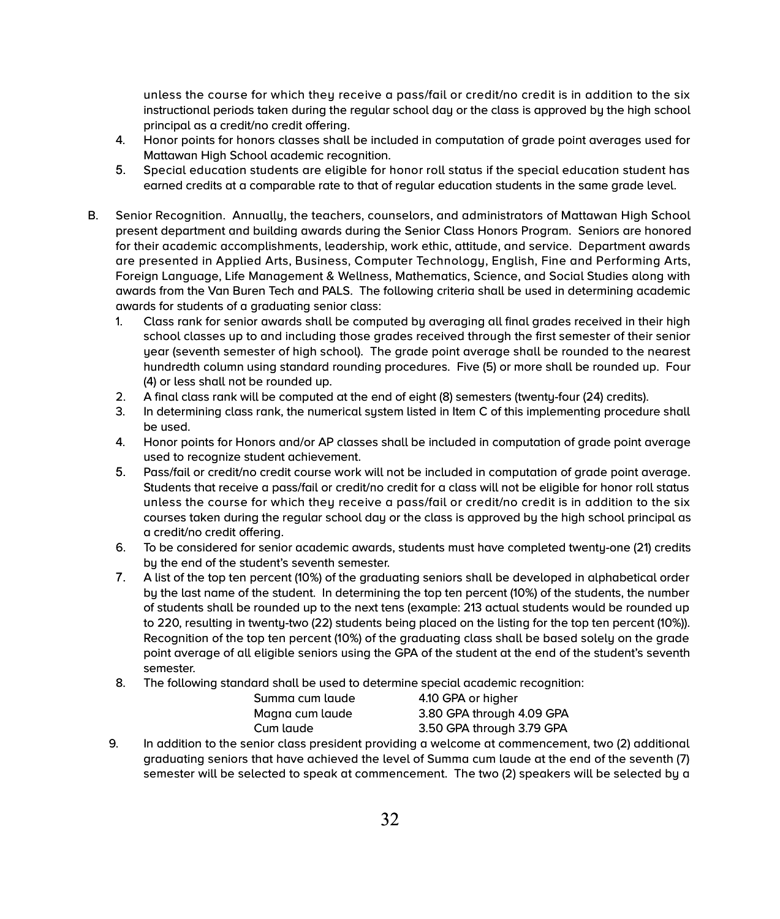unless the course for which they receive a pass/fail or credit/no credit is in addition to the six instructional periods taken during the regular school day or the class is approved by the high school principal as a credit/no credit offering.

4. Honor points for honors classes shall be included in computation of grade point averages used for Mattawan High School academic recognition.
5. Special education students are eligible for honor roll status if the special education student has earned credits at a comparable rate to that of regular education students in the same grade level.

B. Senior Recognition. Annually, the teachers, counselors, and administrators of Mattawan High School present department and building awards during the Senior Class Honors Program. Seniors are honored for their academic accomplishments, leadership, work ethic, attitude, and service. Department awards are presented in Applied Arts, Business, Computer Technology, English, Fine and Performing Arts, Foreign Language, Life Management & Wellness, Mathematics, Science, and Social Studies along with awards from the Van Buren Tech and PALS. The following criteria shall be used in determining academic awards for students of a graduating senior class:

1. Class rank for senior awards shall be computed by averaging all final grades received in their high school classes up to and including those grades received through the first semester of their senior year (seventh semester of high school). The grade point average shall be rounded to the nearest hundredth column using standard rounding procedures. Five (5) or more shall be rounded up. Four (4) or less shall not be rounded up.
2. A final class rank will be computed at the end of eight (8) semesters (twenty-four (24) credits).
3. In determining class rank, the numerical system listed in Item C of this implementing procedure shall be used.
4. Honor points for Honors and/or AP classes shall be included in computation of grade point average used to recognize student achievement.
5. Pass/fail or credit/no credit course work will not be included in computation of grade point average. Students that receive a pass/fail or credit/no credit for a class will not be eligible for honor roll status unless the course for which they receive a pass/fail or credit/no credit is in addition to the six courses taken during the regular school day or the class is approved by the high school principal as a credit/no credit offering.
6. To be considered for senior academic awards, students must have completed twenty-one (21) credits by the end of the student's seventh semester.
7. A list of the top ten percent (10%) of the graduating seniors shall be developed in alphabetical order by the last name of the student. In determining the top ten percent (10%) of the students, the number of students shall be rounded up to the next tens (example: 213 actual students would be rounded up to 220, resulting in twenty-two (22) students being placed on the listing for the top ten percent (10%)). Recognition of the top ten percent (10%) of the graduating class shall be based solely on the grade point average of all eligible seniors using the GPA of the student at the end of the student's seventh semester.
8. The following standard shall be used to determine special academic recognition:

| | |
|---|---|
| Summa cum laude | 4.10 GPA or higher |
| Magna cum laude | 3.80 GPA through 4.09 GPA |
| Cum laude | 3.50 GPA through 3.79 GPA |

9. In addition to the senior class president providing a welcome at commencement, two (2) additional graduating seniors that have achieved the level of Summa cum laude at the end of the seventh (7) semester will be selected to speak at commencement. The two (2) speakers will be selected by a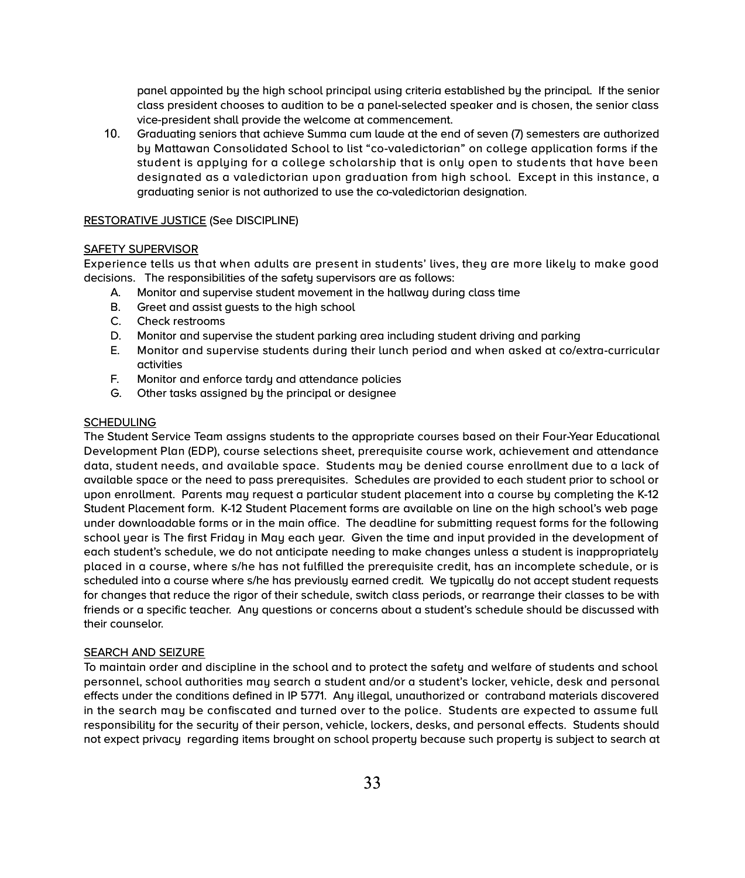panel appointed by the high school principal using criteria established by the principal. If the senior class president chooses to audition to be a panel-selected speaker and is chosen, the senior class vice-president shall provide the welcome at commencement.

10. Graduating seniors that achieve Summa cum laude at the end of seven (7) semesters are authorized by Mattawan Consolidated School to list "co-valedictorian" on college application forms if the student is applying for a college scholarship that is only open to students that have been designated as a valedictorian upon graduation from high school. Except in this instance, a graduating senior is not authorized to use the co-valedictorian designation.

<u>RESTORATIVE JUSTICE</u> (See DISCIPLINE)

<u>SAFETY SUPERVISOR</u>

Experience tells us that when adults are present in students' lives, they are more likely to make good decisions. The responsibilities of the safety supervisors are as follows:

A. Monitor and supervise student movement in the hallway during class time
B. Greet and assist guests to the high school
C. Check restrooms
D. Monitor and supervise the student parking area including student driving and parking
E. Monitor and supervise students during their lunch period and when asked at co/extra-curricular activities
F. Monitor and enforce tardy and attendance policies
G. Other tasks assigned by the principal or designee

<u>SCHEDULING</u>

The Student Service Team assigns students to the appropriate courses based on their Four-Year Educational Development Plan (EDP), course selections sheet, prerequisite course work, achievement and attendance data, student needs, and available space. Students may be denied course enrollment due to a lack of available space or the need to pass prerequisites. Schedules are provided to each student prior to school or upon enrollment. Parents may request a particular student placement into a course by completing the K-12 Student Placement form. K-12 Student Placement forms are available on line on the high school's web page under downloadable forms or in the main office. The deadline for submitting request forms for the following school year is The first Friday in May each year. Given the time and input provided in the development of each student's schedule, we do not anticipate needing to make changes unless a student is inappropriately placed in a course, where s/he has not fulfilled the prerequisite credit, has an incomplete schedule, or is scheduled into a course where s/he has previously earned credit. We typically do not accept student requests for changes that reduce the rigor of their schedule, switch class periods, or rearrange their classes to be with friends or a specific teacher. Any questions or concerns about a student's schedule should be discussed with their counselor.

<u>SEARCH AND SEIZURE</u>

To maintain order and discipline in the school and to protect the safety and welfare of students and school personnel, school authorities may search a student and/or a student's locker, vehicle, desk and personal effects under the conditions defined in IP 5771. Any illegal, unauthorized or contraband materials discovered in the search may be confiscated and turned over to the police. Students are expected to assume full responsibility for the security of their person, vehicle, lockers, desks, and personal effects. Students should not expect privacy regarding items brought on school property because such property is subject to search at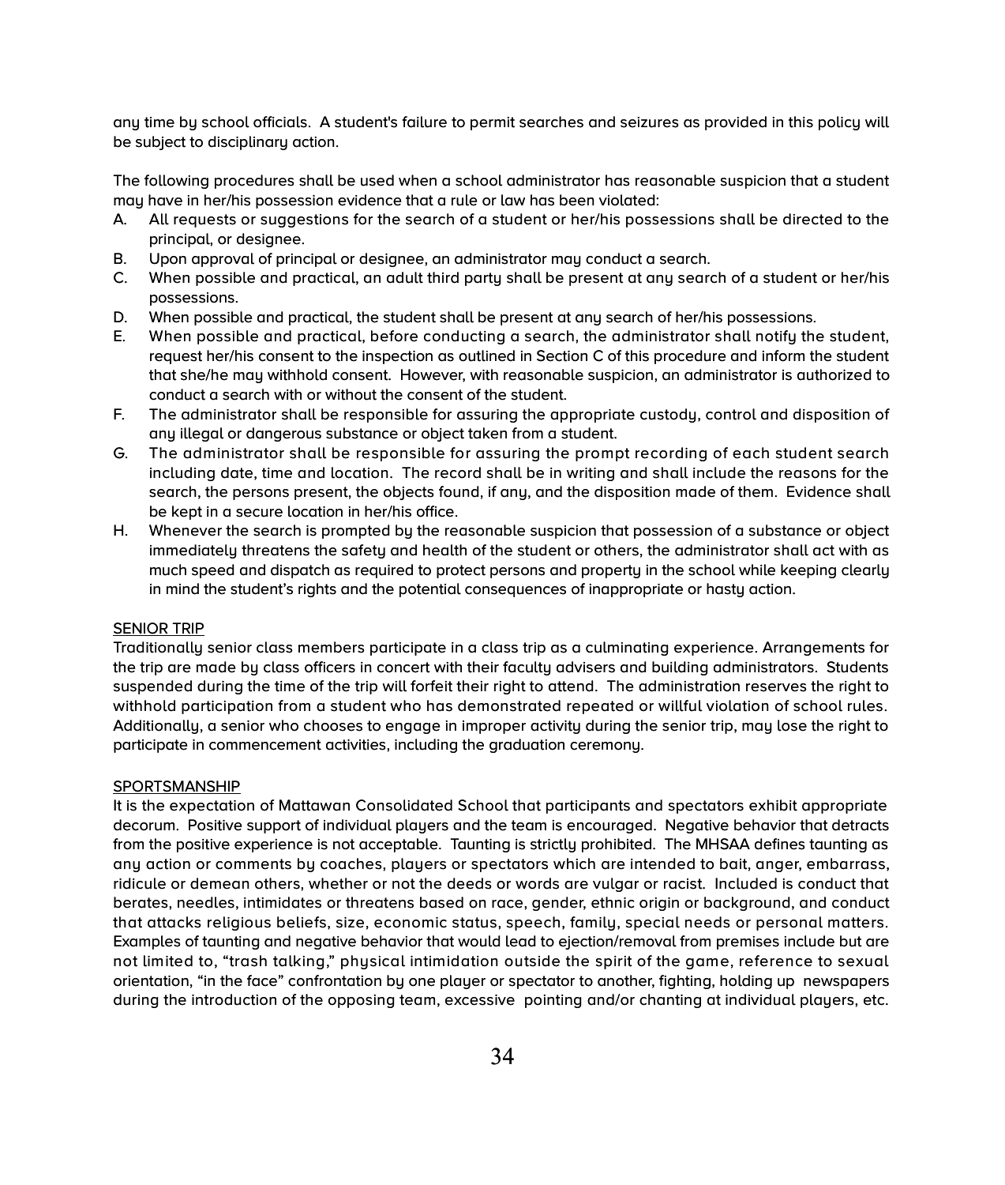any time by school officials. A student's failure to permit searches and seizures as provided in this policy will be subject to disciplinary action.

The following procedures shall be used when a school administrator has reasonable suspicion that a student may have in her/his possession evidence that a rule or law has been violated:

A. All requests or suggestions for the search of a student or her/his possessions shall be directed to the principal, or designee.
B. Upon approval of principal or designee, an administrator may conduct a search.
C. When possible and practical, an adult third party shall be present at any search of a student or her/his possessions.
D. When possible and practical, the student shall be present at any search of her/his possessions.
E. When possible and practical, before conducting a search, the administrator shall notify the student, request her/his consent to the inspection as outlined in Section C of this procedure and inform the student that she/he may withhold consent. However, with reasonable suspicion, an administrator is authorized to conduct a search with or without the consent of the student.
F. The administrator shall be responsible for assuring the appropriate custody, control and disposition of any illegal or dangerous substance or object taken from a student.
G. The administrator shall be responsible for assuring the prompt recording of each student search including date, time and location. The record shall be in writing and shall include the reasons for the search, the persons present, the objects found, if any, and the disposition made of them. Evidence shall be kept in a secure location in her/his office.
H. Whenever the search is prompted by the reasonable suspicion that possession of a substance or object immediately threatens the safety and health of the student or others, the administrator shall act with as much speed and dispatch as required to protect persons and property in the school while keeping clearly in mind the student's rights and the potential consequences of inappropriate or hasty action.

<u>SENIOR TRIP</u>

Traditionally senior class members participate in a class trip as a culminating experience. Arrangements for the trip are made by class officers in concert with their faculty advisers and building administrators. Students suspended during the time of the trip will forfeit their right to attend. The administration reserves the right to withhold participation from a student who has demonstrated repeated or willful violation of school rules. Additionally, a senior who chooses to engage in improper activity during the senior trip, may lose the right to participate in commencement activities, including the graduation ceremony.

<u>SPORTSMANSHIP</u>

It is the expectation of Mattawan Consolidated School that participants and spectators exhibit appropriate decorum. Positive support of individual players and the team is encouraged. Negative behavior that detracts from the positive experience is not acceptable. Taunting is strictly prohibited. The MHSAA defines taunting as any action or comments by coaches, players or spectators which are intended to bait, anger, embarrass, ridicule or demean others, whether or not the deeds or words are vulgar or racist. Included is conduct that berates, needles, intimidates or threatens based on race, gender, ethnic origin or background, and conduct that attacks religious beliefs, size, economic status, speech, family, special needs or personal matters. Examples of taunting and negative behavior that would lead to ejection/removal from premises include but are not limited to, "trash talking," physical intimidation outside the spirit of the game, reference to sexual orientation, "in the face" confrontation by one player or spectator to another, fighting, holding up newspapers during the introduction of the opposing team, excessive pointing and/or chanting at individual players, etc.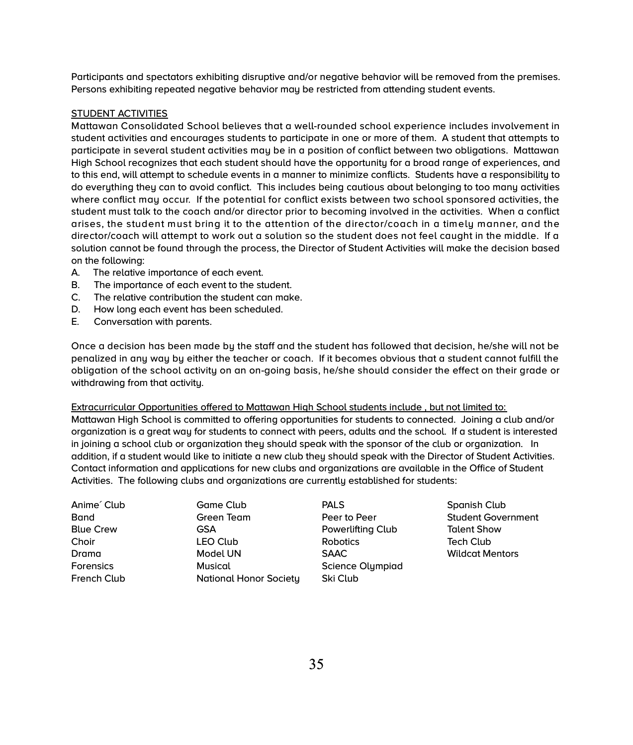Participants and spectators exhibiting disruptive and/or negative behavior will be removed from the premises. Persons exhibiting repeated negative behavior may be restricted from attending student events.

STUDENT ACTIVITIES

Mattawan Consolidated School believes that a well-rounded school experience includes involvement in student activities and encourages students to participate in one or more of them. A student that attempts to participate in several student activities may be in a position of conflict between two obligations. Mattawan High School recognizes that each student should have the opportunity for a broad range of experiences, and to this end, will attempt to schedule events in a manner to minimize conflicts. Students have a responsibility to do everything they can to avoid conflict. This includes being cautious about belonging to too many activities where conflict may occur. If the potential for conflict exists between two school sponsored activities, the student must talk to the coach and/or director prior to becoming involved in the activities. When a conflict arises, the student must bring it to the attention of the director/coach in a timely manner, and the director/coach will attempt to work out a solution so the student does not feel caught in the middle. If a solution cannot be found through the process, the Director of Student Activities will make the decision based on the following:

A. The relative importance of each event.
B. The importance of each event to the student.
C. The relative contribution the student can make.
D. How long each event has been scheduled.
E. Conversation with parents.

Once a decision has been made by the staff and the student has followed that decision, he/she will not be penalized in any way by either the teacher or coach. If it becomes obvious that a student cannot fulfill the obligation of the school activity on an on-going basis, he/she should consider the effect on their grade or withdrawing from that activity.

Extracurricular Opportunities offered to Mattawan High School students include , but not limited to:

Mattawan High School is committed to offering opportunities for students to connected. Joining a club and/or organization is a great way for students to connect with peers, adults and the school. If a student is interested in joining a school club or organization they should speak with the sponsor of the club or organization. In addition, if a student would like to initiate a new club they should speak with the Director of Student Activities. Contact information and applications for new clubs and organizations are available in the Office of Student Activities. The following clubs and organizations are currently established for students:

- Anime´ Club
- Band
- Blue Crew
- Choir
- Drama
- Forensics
- French Club
- Game Club
- Green Team
- GSA
- LEO Club
- Model UN
- Musical
- National Honor Society
- PALS
- Peer to Peer
- Powerlifting Club
- Robotics
- SAAC
- Science Olympiad
- Ski Club
- Spanish Club
- Student Government
- Talent Show
- Tech Club
- Wildcat Mentors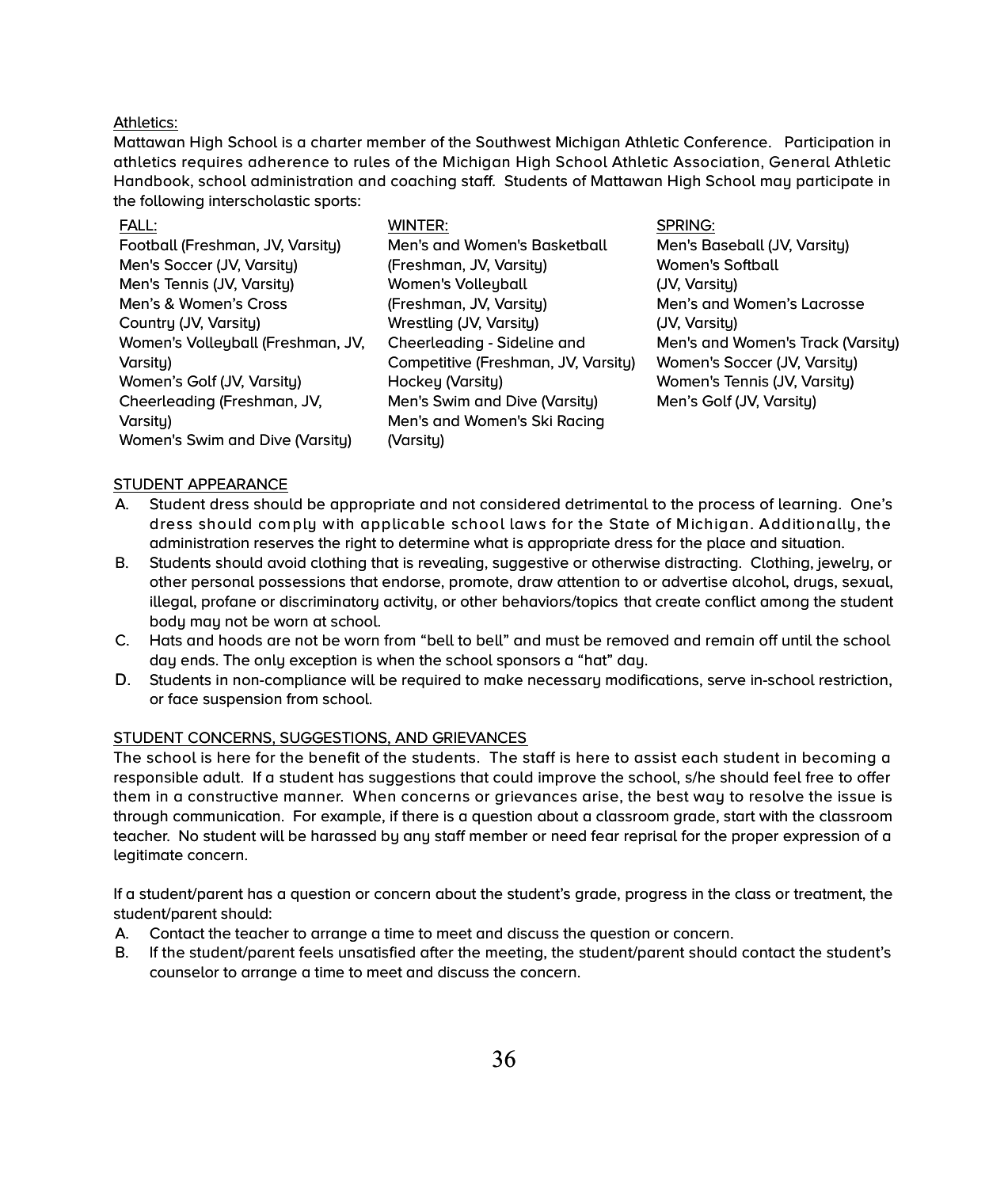Athletics:

Mattawan High School is a charter member of the Southwest Michigan Athletic Conference. Participation in athletics requires adherence to rules of the Michigan High School Athletic Association, General Athletic Handbook, school administration and coaching staff. Students of Mattawan High School may participate in the following interscholastic sports:

FALL:
- Football (Freshman, JV, Varsity)
- Men's Soccer (JV, Varsity)
- Men's Tennis (JV, Varsity)
- Men's & Women's Cross Country (JV, Varsity)
- Women's Volleyball (Freshman, JV, Varsity)
- Women's Golf (JV, Varsity)
- Cheerleading (Freshman, JV, Varsity)
- Women's Swim and Dive (Varsity)

WINTER:
- Men's and Women's Basketball (Freshman, JV, Varsity)
- Women's Volleyball (Freshman, JV, Varsity)
- Wrestling (JV, Varsity)
- Cheerleading - Sideline and Competitive (Freshman, JV, Varsity)
- Hockey (Varsity)
- Men's Swim and Dive (Varsity)
- Men's and Women's Ski Racing (Varsity)

SPRING:
- Men's Baseball (JV, Varsity)
- Women's Softball (JV, Varsity)
- Men's and Women's Lacrosse (JV, Varsity)
- Men's and Women's Track (Varsity)
- Women's Soccer (JV, Varsity)
- Women's Tennis (JV, Varsity)
- Men's Golf (JV, Varsity)

## STUDENT APPEARANCE

A. Student dress should be appropriate and not considered detrimental to the process of learning. One's dress should comply with applicable school laws for the State of Michigan. Additionally, the administration reserves the right to determine what is appropriate dress for the place and situation.

B. Students should avoid clothing that is revealing, suggestive or otherwise distracting. Clothing, jewelry, or other personal possessions that endorse, promote, draw attention to or advertise alcohol, drugs, sexual, illegal, profane or discriminatory activity, or other behaviors/topics that create conflict among the student body may not be worn at school.

C. Hats and hoods are not be worn from "bell to bell" and must be removed and remain off until the school day ends. The only exception is when the school sponsors a "hat" day.

D. Students in non-compliance will be required to make necessary modifications, serve in-school restriction, or face suspension from school.

## STUDENT CONCERNS, SUGGESTIONS, AND GRIEVANCES

The school is here for the benefit of the students. The staff is here to assist each student in becoming a responsible adult. If a student has suggestions that could improve the school, s/he should feel free to offer them in a constructive manner. When concerns or grievances arise, the best way to resolve the issue is through communication. For example, if there is a question about a classroom grade, start with the classroom teacher. No student will be harassed by any staff member or need fear reprisal for the proper expression of a legitimate concern.

If a student/parent has a question or concern about the student's grade, progress in the class or treatment, the student/parent should:

A. Contact the teacher to arrange a time to meet and discuss the question or concern.

B. If the student/parent feels unsatisfied after the meeting, the student/parent should contact the student's counselor to arrange a time to meet and discuss the concern.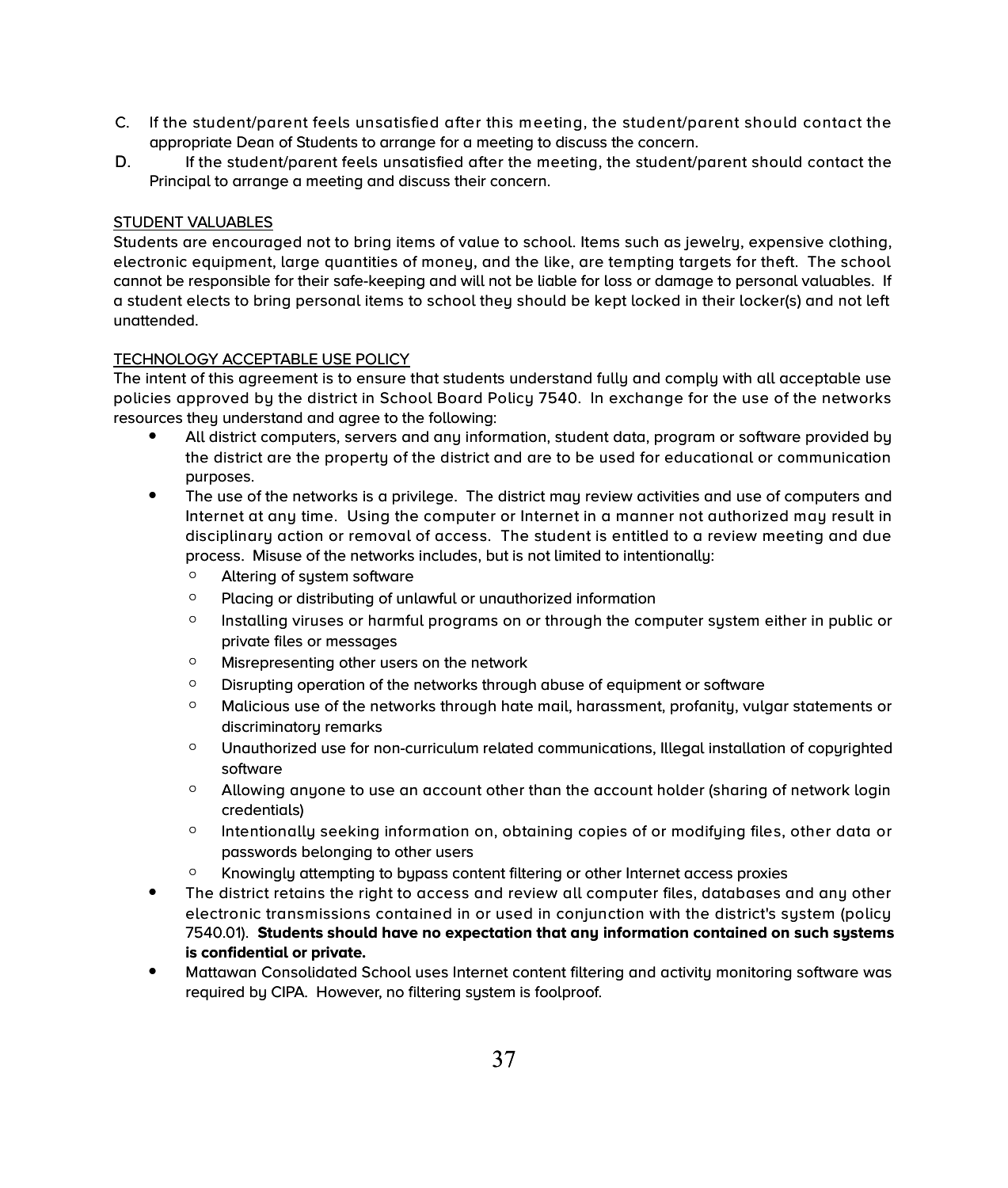C. If the student/parent feels unsatisfied after this meeting, the student/parent should contact the appropriate Dean of Students to arrange for a meeting to discuss the concern.

D. If the student/parent feels unsatisfied after the meeting, the student/parent should contact the Principal to arrange a meeting and discuss their concern.

<u>STUDENT VALUABLES</u>

Students are encouraged not to bring items of value to school. Items such as jewelry, expensive clothing, electronic equipment, large quantities of money, and the like, are tempting targets for theft. The school cannot be responsible for their safe-keeping and will not be liable for loss or damage to personal valuables. If a student elects to bring personal items to school they should be kept locked in their locker(s) and not left unattended.

<u>TECHNOLOGY ACCEPTABLE USE POLICY</u>

The intent of this agreement is to ensure that students understand fully and comply with all acceptable use policies approved by the district in School Board Policy 7540. In exchange for the use of the networks resources they understand and agree to the following:

- All district computers, servers and any information, student data, program or software provided by the district are the property of the district and are to be used for educational or communication purposes.
- The use of the networks is a privilege. The district may review activities and use of computers and Internet at any time. Using the computer or Internet in a manner not authorized may result in disciplinary action or removal of access. The student is entitled to a review meeting and due process. Misuse of the networks includes, but is not limited to intentionally:
  - Altering of system software
  - Placing or distributing of unlawful or unauthorized information
  - Installing viruses or harmful programs on or through the computer system either in public or private files or messages
  - Misrepresenting other users on the network
  - Disrupting operation of the networks through abuse of equipment or software
  - Malicious use of the networks through hate mail, harassment, profanity, vulgar statements or discriminatory remarks
  - Unauthorized use for non-curriculum related communications, Illegal installation of copyrighted software
  - Allowing anyone to use an account other than the account holder (sharing of network login credentials)
  - Intentionally seeking information on, obtaining copies of or modifying files, other data or passwords belonging to other users
  - Knowingly attempting to bypass content filtering or other Internet access proxies
- The district retains the right to access and review all computer files, databases and any other electronic transmissions contained in or used in conjunction with the district's system (policy 7540.01). **Students should have no expectation that any information contained on such systems is confidential or private.**
- Mattawan Consolidated School uses Internet content filtering and activity monitoring software was required by CIPA. However, no filtering system is foolproof.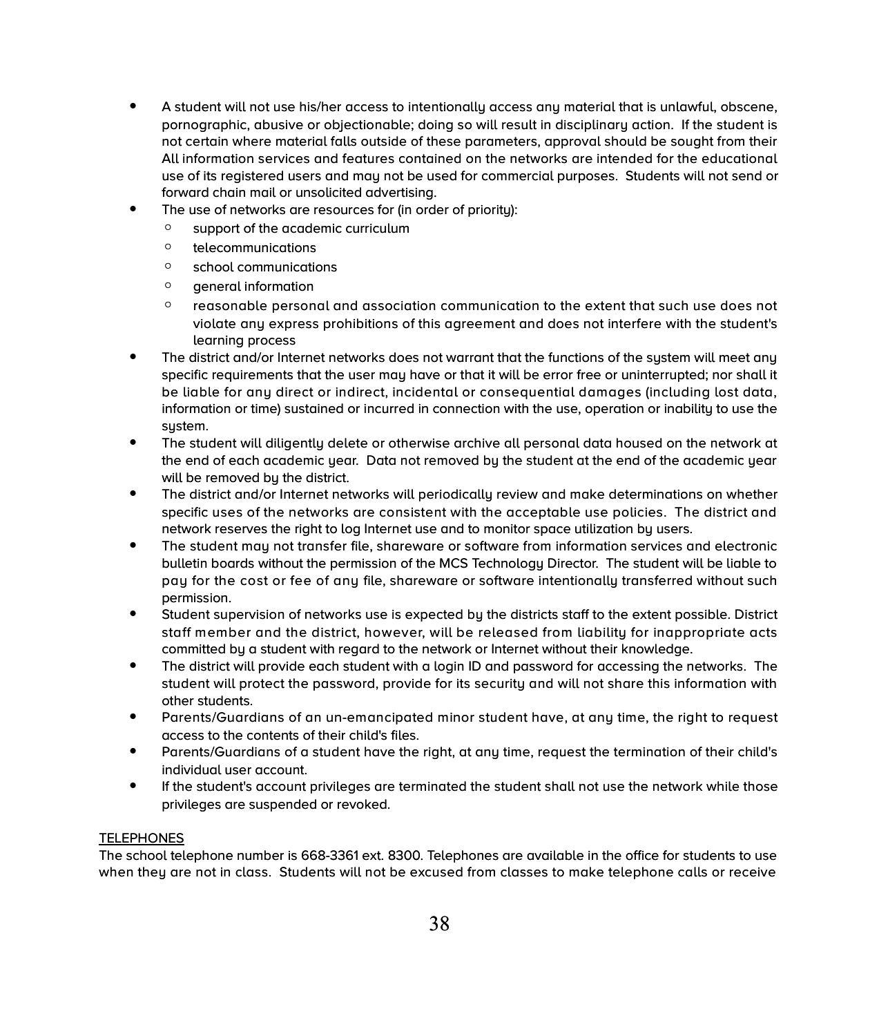- A student will not use his/her access to intentionally access any material that is unlawful, obscene, pornographic, abusive or objectionable; doing so will result in disciplinary action. If the student is not certain where material falls outside of these parameters, approval should be sought from their All information services and features contained on the networks are intended for the educational use of its registered users and may not be used for commercial purposes. Students will not send or forward chain mail or unsolicited advertising.
- The use of networks are resources for (in order of priority):
  - support of the academic curriculum
  - telecommunications
  - school communications
  - general information
  - reasonable personal and association communication to the extent that such use does not violate any express prohibitions of this agreement and does not interfere with the student's learning process
- The district and/or Internet networks does not warrant that the functions of the system will meet any specific requirements that the user may have or that it will be error free or uninterrupted; nor shall it be liable for any direct or indirect, incidental or consequential damages (including lost data, information or time) sustained or incurred in connection with the use, operation or inability to use the system.
- The student will diligently delete or otherwise archive all personal data housed on the network at the end of each academic year. Data not removed by the student at the end of the academic year will be removed by the district.
- The district and/or Internet networks will periodically review and make determinations on whether specific uses of the networks are consistent with the acceptable use policies. The district and network reserves the right to log Internet use and to monitor space utilization by users.
- The student may not transfer file, shareware or software from information services and electronic bulletin boards without the permission of the MCS Technology Director. The student will be liable to pay for the cost or fee of any file, shareware or software intentionally transferred without such permission.
- Student supervision of networks use is expected by the districts staff to the extent possible. District staff member and the district, however, will be released from liability for inappropriate acts committed by a student with regard to the network or Internet without their knowledge.
- The district will provide each student with a login ID and password for accessing the networks. The student will protect the password, provide for its security and will not share this information with other students.
- Parents/Guardians of an un-emancipated minor student have, at any time, the right to request access to the contents of their child's files.
- Parents/Guardians of a student have the right, at any time, request the termination of their child's individual user account.
- If the student's account privileges are terminated the student shall not use the network while those privileges are suspended or revoked.

TELEPHONES

The school telephone number is 668-3361 ext. 8300. Telephones are available in the office for students to use when they are not in class. Students will not be excused from classes to make telephone calls or receive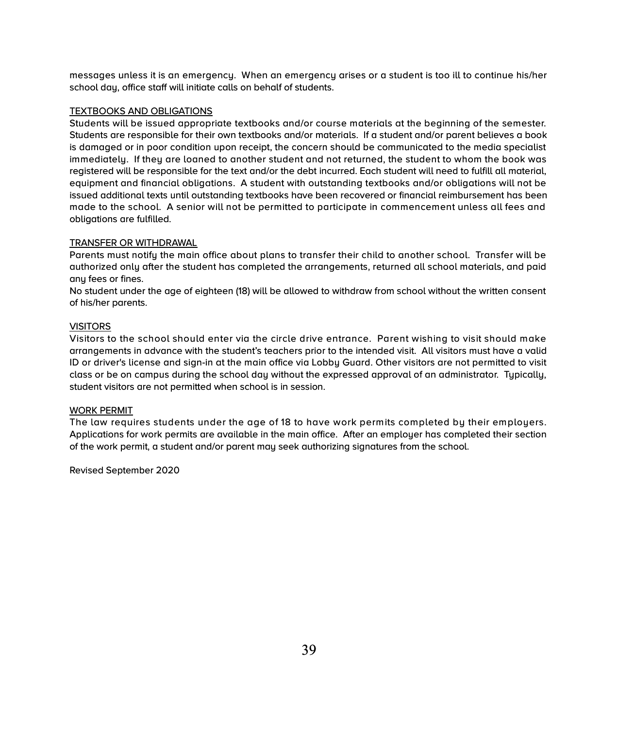messages unless it is an emergency. When an emergency arises or a student is too ill to continue his/her school day, office staff will initiate calls on behalf of students.

## TEXTBOOKS AND OBLIGATIONS

Students will be issued appropriate textbooks and/or course materials at the beginning of the semester. Students are responsible for their own textbooks and/or materials. If a student and/or parent believes a book is damaged or in poor condition upon receipt, the concern should be communicated to the media specialist immediately. If they are loaned to another student and not returned, the student to whom the book was registered will be responsible for the text and/or the debt incurred. Each student will need to fulfill all material, equipment and financial obligations. A student with outstanding textbooks and/or obligations will not be issued additional texts until outstanding textbooks have been recovered or financial reimbursement has been made to the school. A senior will not be permitted to participate in commencement unless all fees and obligations are fulfilled.

## TRANSFER OR WITHDRAWAL

Parents must notify the main office about plans to transfer their child to another school. Transfer will be authorized only after the student has completed the arrangements, returned all school materials, and paid any fees or fines.

No student under the age of eighteen (18) will be allowed to withdraw from school without the written consent of his/her parents.

## VISITORS

Visitors to the school should enter via the circle drive entrance. Parent wishing to visit should make arrangements in advance with the student's teachers prior to the intended visit. All visitors must have a valid ID or driver's license and sign-in at the main office via Lobby Guard. Other visitors are not permitted to visit class or be on campus during the school day without the expressed approval of an administrator. Typically, student visitors are not permitted when school is in session.

## WORK PERMIT

The law requires students under the age of 18 to have work permits completed by their employers. Applications for work permits are available in the main office. After an employer has completed their section of the work permit, a student and/or parent may seek authorizing signatures from the school.

Revised September 2020